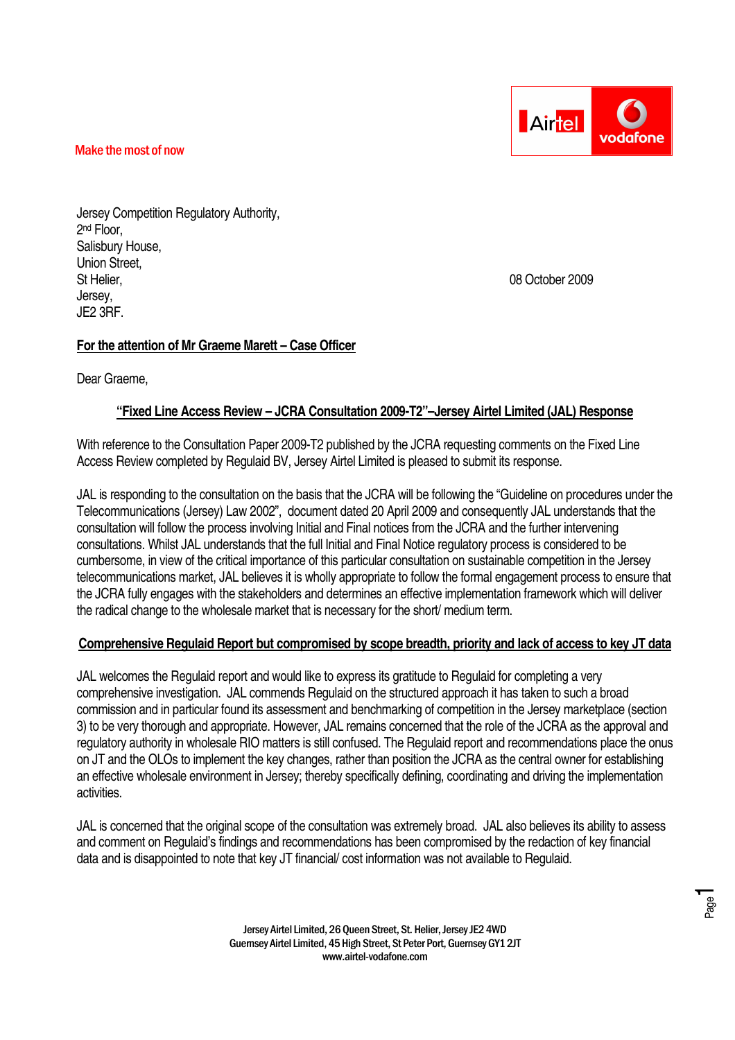Make the most of now

Jersey Competition Regulatory Authority,
2nd Floor,
Salisbury House,
Union Street,
St Helier,
Jersey,
JE2 3RF.

08 October 2009

**For the attention of Mr Graeme Marett – Case Officer**

Dear Graeme,

**"Fixed Line Access Review – JCRA Consultation 2009-T2"–Jersey Airtel Limited (JAL) Response**

With reference to the Consultation Paper 2009-T2 published by the JCRA requesting comments on the Fixed Line Access Review completed by Regulaid BV, Jersey Airtel Limited is pleased to submit its response.

JAL is responding to the consultation on the basis that the JCRA will be following the "Guideline on procedures under the Telecommunications (Jersey) Law 2002", document dated 20 April 2009 and consequently JAL understands that the consultation will follow the process involving Initial and Final notices from the JCRA and the further intervening consultations. Whilst JAL understands that the full Initial and Final Notice regulatory process is considered to be cumbersome, in view of the critical importance of this particular consultation on sustainable competition in the Jersey telecommunications market, JAL believes it is wholly appropriate to follow the formal engagement process to ensure that the JCRA fully engages with the stakeholders and determines an effective implementation framework which will deliver the radical change to the wholesale market that is necessary for the short/ medium term.

**Comprehensive Regulaid Report but compromised by scope breadth, priority and lack of access to key JT data**

JAL welcomes the Regulaid report and would like to express its gratitude to Regulaid for completing a very comprehensive investigation. JAL commends Regulaid on the structured approach it has taken to such a broad commission and in particular found its assessment and benchmarking of competition in the Jersey marketplace (section 3) to be very thorough and appropriate. However, JAL remains concerned that the role of the JCRA as the approval and regulatory authority in wholesale RIO matters is still confused. The Regulaid report and recommendations place the onus on JT and the OLOs to implement the key changes, rather than position the JCRA as the central owner for establishing an effective wholesale environment in Jersey; thereby specifically defining, coordinating and driving the implementation activities.

JAL is concerned that the original scope of the consultation was extremely broad. JAL also believes its ability to assess and comment on Regulaid's findings and recommendations has been compromised by the redaction of key financial data and is disappointed to note that key JT financial/ cost information was not available to Regulaid.

Jersey Airtel Limited, 26 Queen Street, St. Helier, Jersey JE2 4WD
Guernsey Airtel Limited, 45 High Street, St Peter Port, Guernsey GY1 2JT
www.airtel-vodafone.com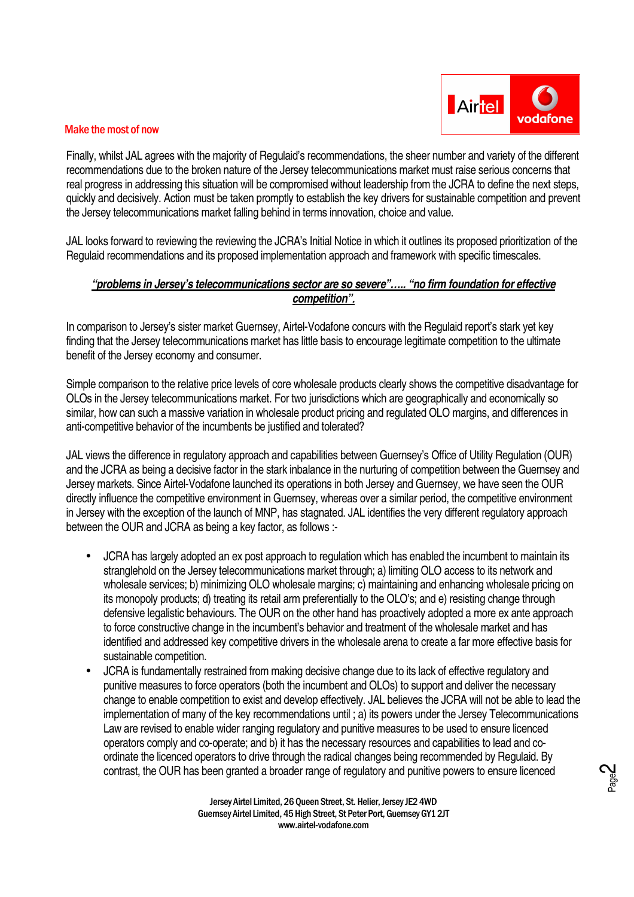Finally, whilst JAL agrees with the majority of Regulaid's recommendations, the sheer number and variety of the different recommendations due to the broken nature of the Jersey telecommunications market must raise serious concerns that real progress in addressing this situation will be compromised without leadership from the JCRA to define the next steps, quickly and decisively. Action must be taken promptly to establish the key drivers for sustainable competition and prevent the Jersey telecommunications market falling behind in terms innovation, choice and value.

JAL looks forward to reviewing the reviewing the JCRA's Initial Notice in which it outlines its proposed prioritization of the Regulaid recommendations and its proposed implementation approach and framework with specific timescales.

***"problems in Jersey's telecommunications sector are so severe"….. "no firm foundation for effective competition".***

In comparison to Jersey's sister market Guernsey, Airtel-Vodafone concurs with the Regulaid report's stark yet key finding that the Jersey telecommunications market has little basis to encourage legitimate competition to the ultimate benefit of the Jersey economy and consumer.

Simple comparison to the relative price levels of core wholesale products clearly shows the competitive disadvantage for OLOs in the Jersey telecommunications market. For two jurisdictions which are geographically and economically so similar, how can such a massive variation in wholesale product pricing and regulated OLO margins, and differences in anti-competitive behavior of the incumbents be justified and tolerated?

JAL views the difference in regulatory approach and capabilities between Guernsey's Office of Utility Regulation (OUR) and the JCRA as being a decisive factor in the stark inbalance in the nurturing of competition between the Guernsey and Jersey markets. Since Airtel-Vodafone launched its operations in both Jersey and Guernsey, we have seen the OUR directly influence the competitive environment in Guernsey, whereas over a similar period, the competitive environment in Jersey with the exception of the launch of MNP, has stagnated. JAL identifies the very different regulatory approach between the OUR and JCRA as being a key factor, as follows :-

- JCRA has largely adopted an ex post approach to regulation which has enabled the incumbent to maintain its stranglehold on the Jersey telecommunications market through; a) limiting OLO access to its network and wholesale services; b) minimizing OLO wholesale margins; c) maintaining and enhancing wholesale pricing on its monopoly products; d) treating its retail arm preferentially to the OLO's; and e) resisting change through defensive legalistic behaviours. The OUR on the other hand has proactively adopted a more ex ante approach to force constructive change in the incumbent's behavior and treatment of the wholesale market and has identified and addressed key competitive drivers in the wholesale arena to create a far more effective basis for sustainable competition.
- JCRA is fundamentally restrained from making decisive change due to its lack of effective regulatory and punitive measures to force operators (both the incumbent and OLOs) to support and deliver the necessary change to enable competition to exist and develop effectively. JAL believes the JCRA will not be able to lead the implementation of many of the key recommendations until ; a) its powers under the Jersey Telecommunications Law are revised to enable wider ranging regulatory and punitive measures to be used to ensure licenced operators comply and co-operate; and b) it has the necessary resources and capabilities to lead and co-ordinate the licenced operators to drive through the radical changes being recommended by Regulaid. By contrast, the OUR has been granted a broader range of regulatory and punitive powers to ensure licenced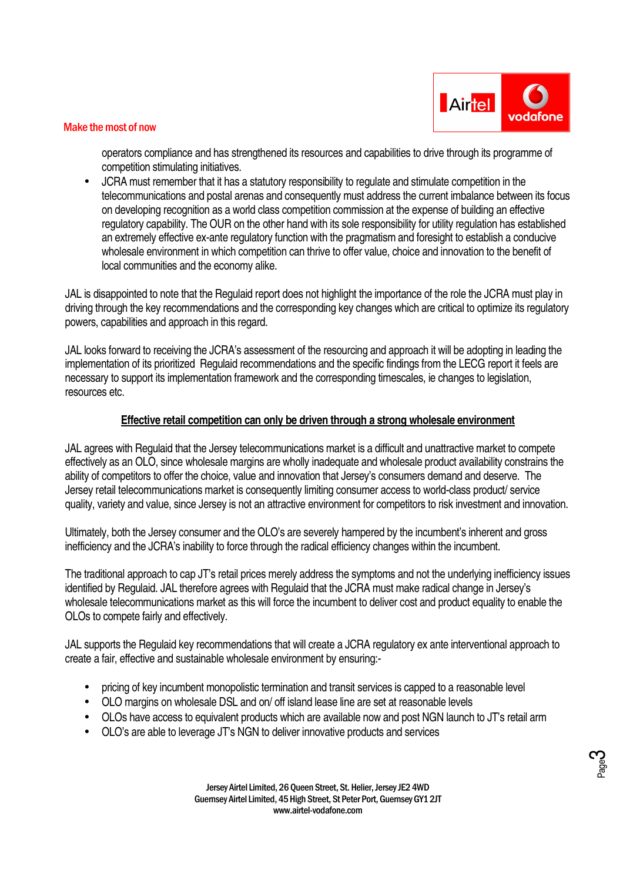operators compliance and has strengthened its resources and capabilities to drive through its programme of competition stimulating initiatives.

- JCRA must remember that it has a statutory responsibility to regulate and stimulate competition in the telecommunications and postal arenas and consequently must address the current imbalance between its focus on developing recognition as a world class competition commission at the expense of building an effective regulatory capability. The OUR on the other hand with its sole responsibility for utility regulation has established an extremely effective ex-ante regulatory function with the pragmatism and foresight to establish a conducive wholesale environment in which competition can thrive to offer value, choice and innovation to the benefit of local communities and the economy alike.

JAL is disappointed to note that the Regulaid report does not highlight the importance of the role the JCRA must play in driving through the key recommendations and the corresponding key changes which are critical to optimize its regulatory powers, capabilities and approach in this regard.

JAL looks forward to receiving the JCRA's assessment of the resourcing and approach it will be adopting in leading the implementation of its prioritized Regulaid recommendations and the specific findings from the LECG report it feels are necessary to support its implementation framework and the corresponding timescales, ie changes to legislation, resources etc.

**<u>Effective retail competition can only be driven through a strong wholesale environment</u>**

JAL agrees with Regulaid that the Jersey telecommunications market is a difficult and unattractive market to compete effectively as an OLO, since wholesale margins are wholly inadequate and wholesale product availability constrains the ability of competitors to offer the choice, value and innovation that Jersey's consumers demand and deserve. The Jersey retail telecommunications market is consequently limiting consumer access to world-class product/ service quality, variety and value, since Jersey is not an attractive environment for competitors to risk investment and innovation.

Ultimately, both the Jersey consumer and the OLO's are severely hampered by the incumbent's inherent and gross inefficiency and the JCRA's inability to force through the radical efficiency changes within the incumbent.

The traditional approach to cap JT's retail prices merely address the symptoms and not the underlying inefficiency issues identified by Regulaid. JAL therefore agrees with Regulaid that the JCRA must make radical change in Jersey's wholesale telecommunications market as this will force the incumbent to deliver cost and product equality to enable the OLOs to compete fairly and effectively.

JAL supports the Regulaid key recommendations that will create a JCRA regulatory ex ante interventional approach to create a fair, effective and sustainable wholesale environment by ensuring:-

- pricing of key incumbent monopolistic termination and transit services is capped to a reasonable level
- OLO margins on wholesale DSL and on/ off island lease line are set at reasonable levels
- OLOs have access to equivalent products which are available now and post NGN launch to JT's retail arm
- OLO's are able to leverage JT's NGN to deliver innovative products and services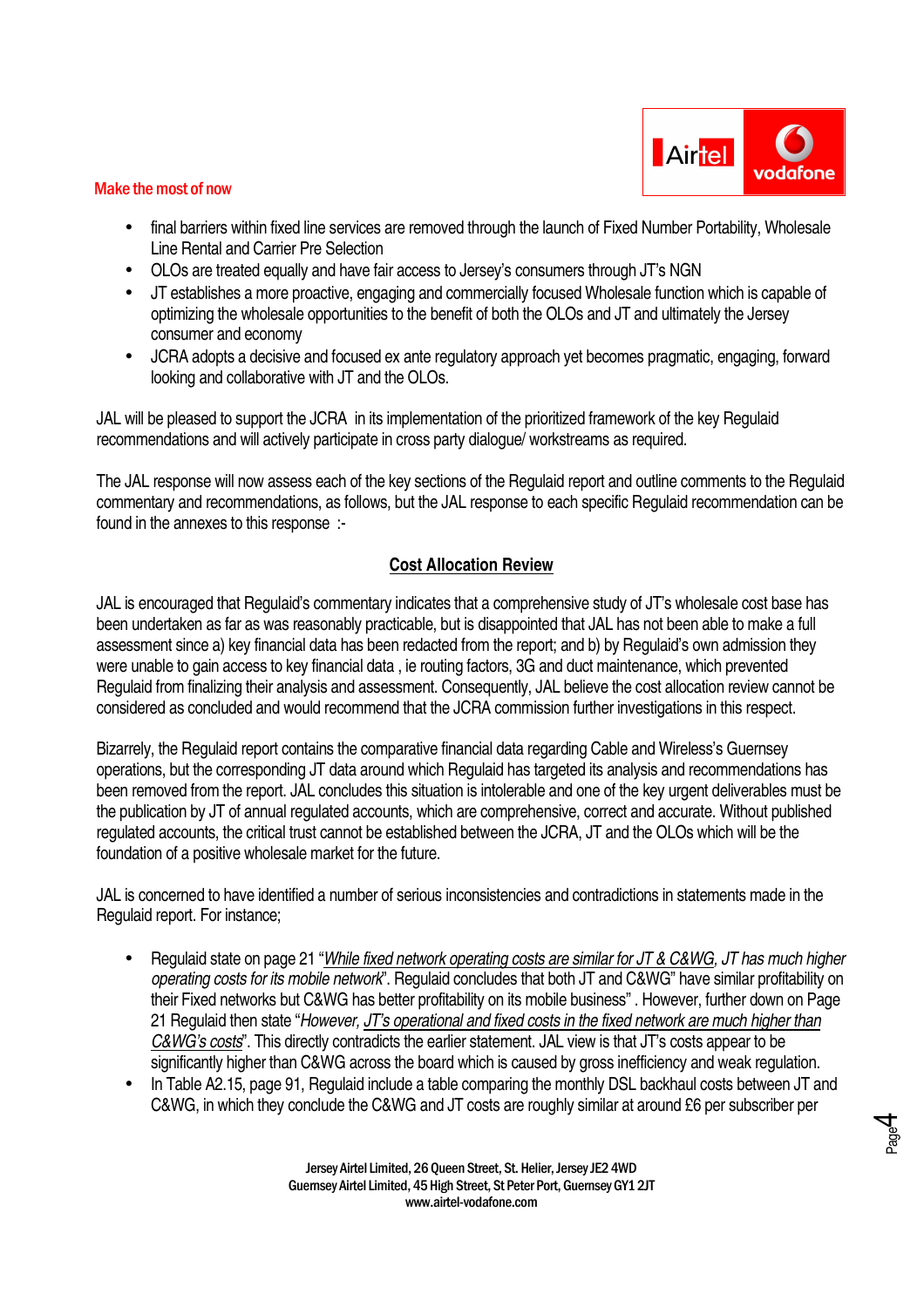- final barriers within fixed line services are removed through the launch of Fixed Number Portability, Wholesale Line Rental and Carrier Pre Selection
- OLOs are treated equally and have fair access to Jersey's consumers through JT's NGN
- JT establishes a more proactive, engaging and commercially focused Wholesale function which is capable of optimizing the wholesale opportunities to the benefit of both the OLOs and JT and ultimately the Jersey consumer and economy
- JCRA adopts a decisive and focused ex ante regulatory approach yet becomes pragmatic, engaging, forward looking and collaborative with JT and the OLOs.

JAL will be pleased to support the JCRA in its implementation of the prioritized framework of the key Regulaid recommendations and will actively participate in cross party dialogue/ workstreams as required.

The JAL response will now assess each of the key sections of the Regulaid report and outline comments to the Regulaid commentary and recommendations, as follows, but the JAL response to each specific Regulaid recommendation can be found in the annexes to this response :-

## Cost Allocation Review

JAL is encouraged that Regulaid's commentary indicates that a comprehensive study of JT's wholesale cost base has been undertaken as far as was reasonably practicable, but is disappointed that JAL has not been able to make a full assessment since a) key financial data has been redacted from the report; and b) by Regulaid's own admission they were unable to gain access to key financial data , ie routing factors, 3G and duct maintenance, which prevented Regulaid from finalizing their analysis and assessment. Consequently, JAL believe the cost allocation review cannot be considered as concluded and would recommend that the JCRA commission further investigations in this respect.

Bizarrely, the Regulaid report contains the comparative financial data regarding Cable and Wireless's Guernsey operations, but the corresponding JT data around which Regulaid has targeted its analysis and recommendations has been removed from the report. JAL concludes this situation is intolerable and one of the key urgent deliverables must be the publication by JT of annual regulated accounts, which are comprehensive, correct and accurate. Without published regulated accounts, the critical trust cannot be established between the JCRA, JT and the OLOs which will be the foundation of a positive wholesale market for the future.

JAL is concerned to have identified a number of serious inconsistencies and contradictions in statements made in the Regulaid report. For instance;

- Regulaid state on page 21 "*While fixed network operating costs are similar for JT & C&WG, JT has much higher operating costs for its mobile network*". Regulaid concludes that both JT and C&WG" have similar profitability on their Fixed networks but C&WG has better profitability on its mobile business" . However, further down on Page 21 Regulaid then state "*However, JT's operational and fixed costs in the fixed network are much higher than C&WG's costs*". This directly contradicts the earlier statement. JAL view is that JT's costs appear to be significantly higher than C&WG across the board which is caused by gross inefficiency and weak regulation.
- In Table A2.15, page 91, Regulaid include a table comparing the monthly DSL backhaul costs between JT and C&WG, in which they conclude the C&WG and JT costs are roughly similar at around £6 per subscriber per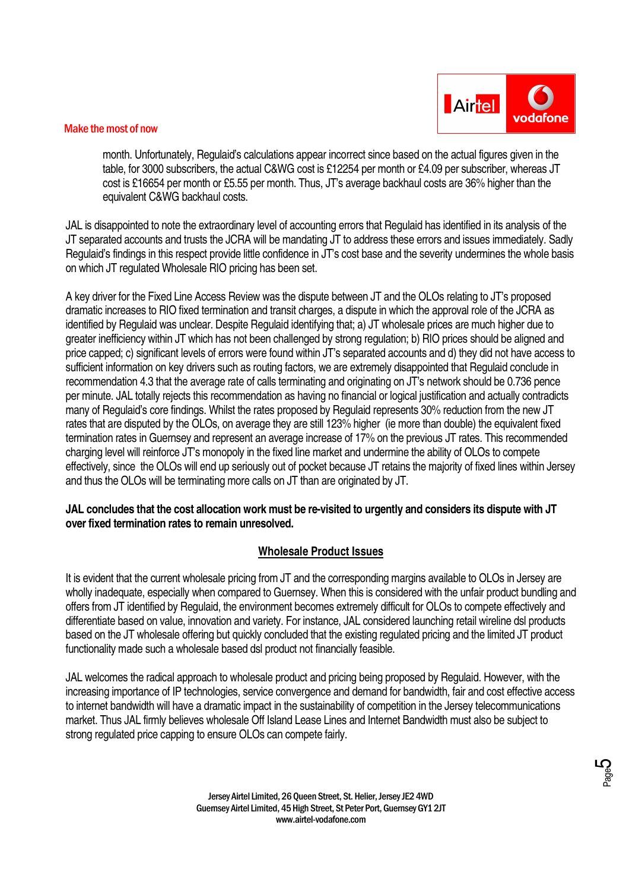month. Unfortunately, Regulaid's calculations appear incorrect since based on the actual figures given in the table, for 3000 subscribers, the actual C&WG cost is £12254 per month or £4.09 per subscriber, whereas JT cost is £16654 per month or £5.55 per month. Thus, JT's average backhaul costs are 36% higher than the equivalent C&WG backhaul costs.

JAL is disappointed to note the extraordinary level of accounting errors that Regulaid has identified in its analysis of the JT separated accounts and trusts the JCRA will be mandating JT to address these errors and issues immediately. Sadly Regulaid's findings in this respect provide little confidence in JT's cost base and the severity undermines the whole basis on which JT regulated Wholesale RIO pricing has been set.

A key driver for the Fixed Line Access Review was the dispute between JT and the OLOs relating to JT's proposed dramatic increases to RIO fixed termination and transit charges, a dispute in which the approval role of the JCRA as identified by Regulaid was unclear. Despite Regulaid identifying that; a) JT wholesale prices are much higher due to greater inefficiency within JT which has not been challenged by strong regulation; b) RIO prices should be aligned and price capped; c) significant levels of errors were found within JT's separated accounts and d) they did not have access to sufficient information on key drivers such as routing factors, we are extremely disappointed that Regulaid conclude in recommendation 4.3 that the average rate of calls terminating and originating on JT's network should be 0.736 pence per minute. JAL totally rejects this recommendation as having no financial or logical justification and actually contradicts many of Regulaid's core findings. Whilst the rates proposed by Regulaid represents 30% reduction from the new JT rates that are disputed by the OLOs, on average they are still 123% higher (ie more than double) the equivalent fixed termination rates in Guernsey and represent an average increase of 17% on the previous JT rates. This recommended charging level will reinforce JT's monopoly in the fixed line market and undermine the ability of OLOs to compete effectively, since the OLOs will end up seriously out of pocket because JT retains the majority of fixed lines within Jersey and thus the OLOs will be terminating more calls on JT than are originated by JT.

**JAL concludes that the cost allocation work must be re-visited to urgently and considers its dispute with JT over fixed termination rates to remain unresolved.**

## Wholesale Product Issues

It is evident that the current wholesale pricing from JT and the corresponding margins available to OLOs in Jersey are wholly inadequate, especially when compared to Guernsey. When this is considered with the unfair product bundling and offers from JT identified by Regulaid, the environment becomes extremely difficult for OLOs to compete effectively and differentiate based on value, innovation and variety. For instance, JAL considered launching retail wireline dsl products based on the JT wholesale offering but quickly concluded that the existing regulated pricing and the limited JT product functionality made such a wholesale based dsl product not financially feasible.

JAL welcomes the radical approach to wholesale product and pricing being proposed by Regulaid. However, with the increasing importance of IP technologies, service convergence and demand for bandwidth, fair and cost effective access to internet bandwidth will have a dramatic impact in the sustainability of competition in the Jersey telecommunications market. Thus JAL firmly believes wholesale Off Island Lease Lines and Internet Bandwidth must also be subject to strong regulated price capping to ensure OLOs can compete fairly.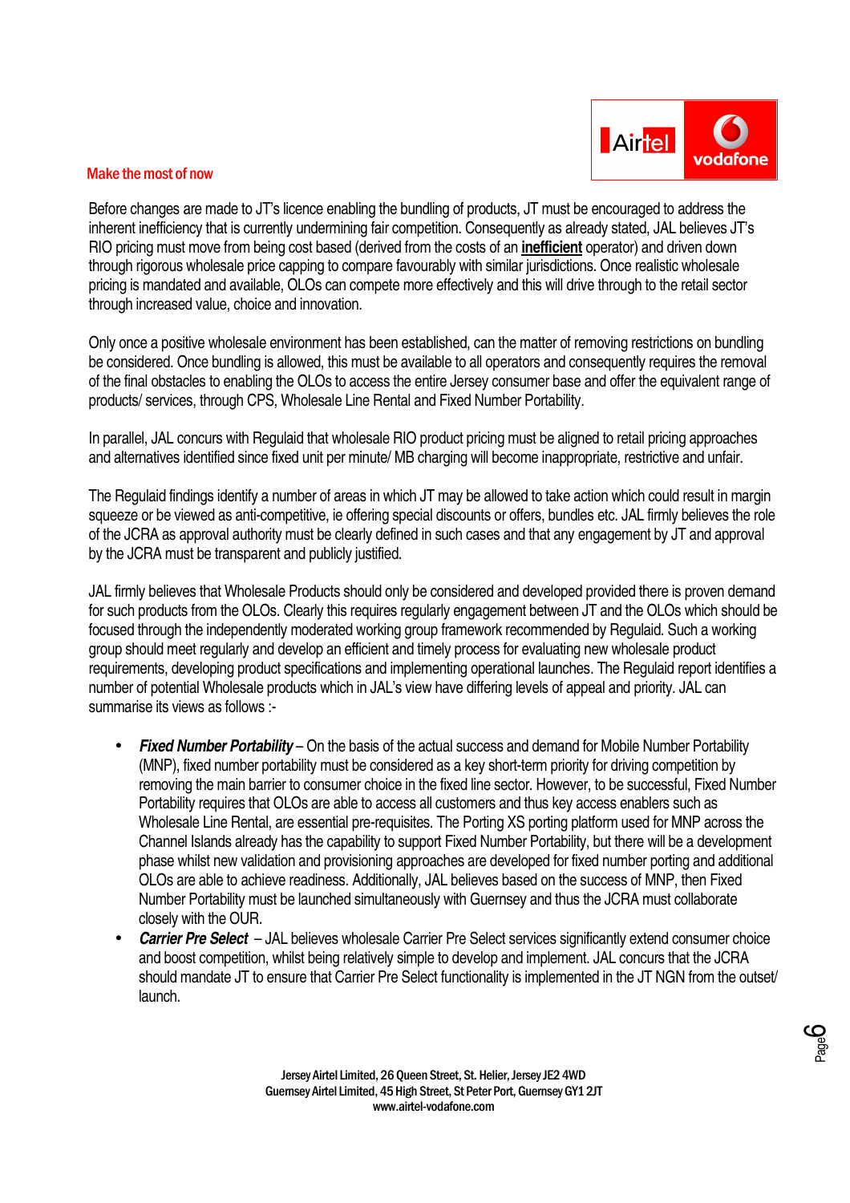Before changes are made to JT's licence enabling the bundling of products, JT must be encouraged to address the inherent inefficiency that is currently undermining fair competition. Consequently as already stated, JAL believes JT's RIO pricing must move from being cost based (derived from the costs of an **inefficient** operator) and driven down through rigorous wholesale price capping to compare favourably with similar jurisdictions. Once realistic wholesale pricing is mandated and available, OLOs can compete more effectively and this will drive through to the retail sector through increased value, choice and innovation.

Only once a positive wholesale environment has been established, can the matter of removing restrictions on bundling be considered. Once bundling is allowed, this must be available to all operators and consequently requires the removal of the final obstacles to enabling the OLOs to access the entire Jersey consumer base and offer the equivalent range of products/ services, through CPS, Wholesale Line Rental and Fixed Number Portability.

In parallel, JAL concurs with Regulaid that wholesale RIO product pricing must be aligned to retail pricing approaches and alternatives identified since fixed unit per minute/ MB charging will become inappropriate, restrictive and unfair.

The Regulaid findings identify a number of areas in which JT may be allowed to take action which could result in margin squeeze or be viewed as anti-competitive, ie offering special discounts or offers, bundles etc. JAL firmly believes the role of the JCRA as approval authority must be clearly defined in such cases and that any engagement by JT and approval by the JCRA must be transparent and publicly justified.

JAL firmly believes that Wholesale Products should only be considered and developed provided there is proven demand for such products from the OLOs. Clearly this requires regularly engagement between JT and the OLOs which should be focused through the independently moderated working group framework recommended by Regulaid. Such a working group should meet regularly and develop an efficient and timely process for evaluating new wholesale product requirements, developing product specifications and implementing operational launches. The Regulaid report identifies a number of potential Wholesale products which in JAL's view have differing levels of appeal and priority. JAL can summarise its views as follows :-

- ***Fixed Number Portability*** – On the basis of the actual success and demand for Mobile Number Portability (MNP), fixed number portability must be considered as a key short-term priority for driving competition by removing the main barrier to consumer choice in the fixed line sector. However, to be successful, Fixed Number Portability requires that OLOs are able to access all customers and thus key access enablers such as Wholesale Line Rental, are essential pre-requisites. The Porting XS porting platform used for MNP across the Channel Islands already has the capability to support Fixed Number Portability, but there will be a development phase whilst new validation and provisioning approaches are developed for fixed number porting and additional OLOs are able to achieve readiness. Additionally, JAL believes based on the success of MNP, then Fixed Number Portability must be launched simultaneously with Guernsey and thus the JCRA must collaborate closely with the OUR.
- ***Carrier Pre Select*** – JAL believes wholesale Carrier Pre Select services significantly extend consumer choice and boost competition, whilst being relatively simple to develop and implement. JAL concurs that the JCRA should mandate JT to ensure that Carrier Pre Select functionality is implemented in the JT NGN from the outset/ launch.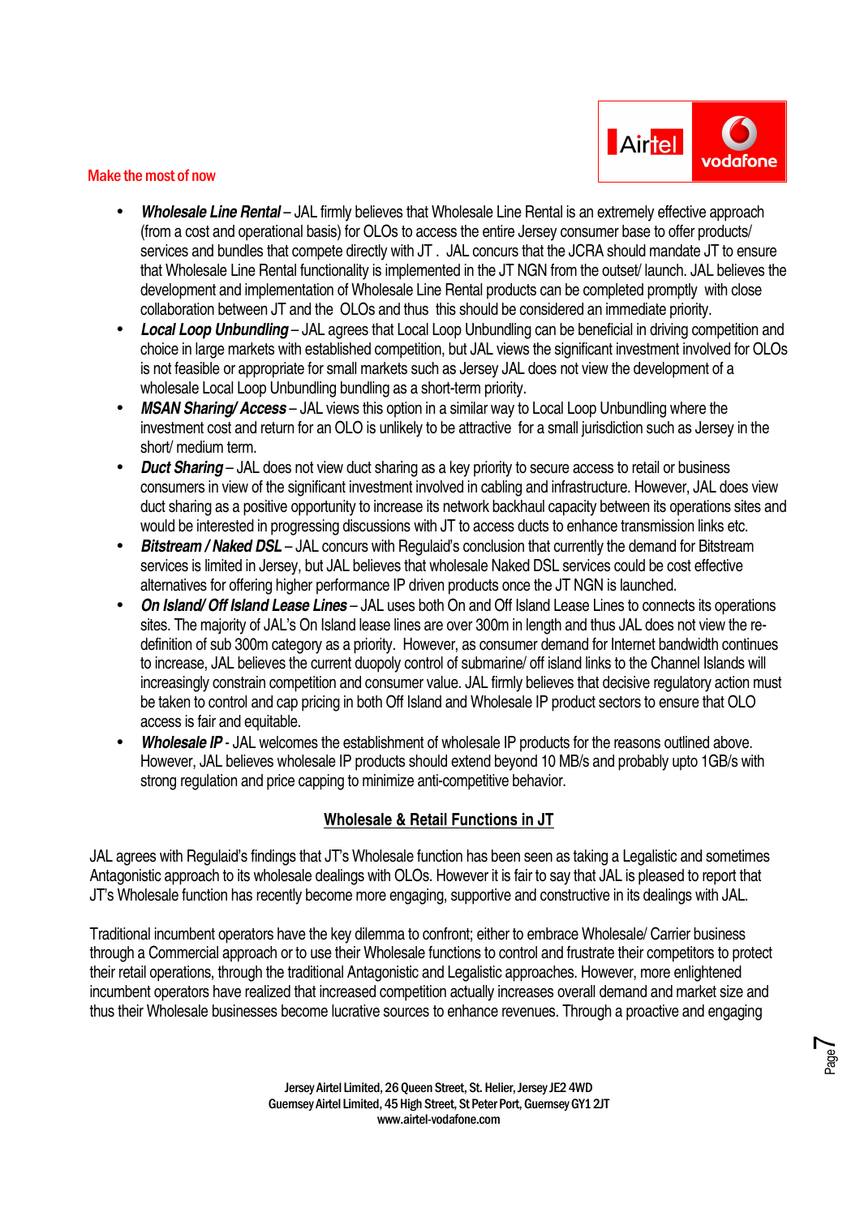- ***Wholesale Line Rental*** – JAL firmly believes that Wholesale Line Rental is an extremely effective approach (from a cost and operational basis) for OLOs to access the entire Jersey consumer base to offer products/ services and bundles that compete directly with JT . JAL concurs that the JCRA should mandate JT to ensure that Wholesale Line Rental functionality is implemented in the JT NGN from the outset/ launch. JAL believes the development and implementation of Wholesale Line Rental products can be completed promptly with close collaboration between JT and the OLOs and thus this should be considered an immediate priority.
- ***Local Loop Unbundling*** – JAL agrees that Local Loop Unbundling can be beneficial in driving competition and choice in large markets with established competition, but JAL views the significant investment involved for OLOs is not feasible or appropriate for small markets such as Jersey JAL does not view the development of a wholesale Local Loop Unbundling bundling as a short-term priority.
- ***MSAN Sharing/ Access*** – JAL views this option in a similar way to Local Loop Unbundling where the investment cost and return for an OLO is unlikely to be attractive for a small jurisdiction such as Jersey in the short/ medium term.
- ***Duct Sharing*** – JAL does not view duct sharing as a key priority to secure access to retail or business consumers in view of the significant investment involved in cabling and infrastructure. However, JAL does view duct sharing as a positive opportunity to increase its network backhaul capacity between its operations sites and would be interested in progressing discussions with JT to access ducts to enhance transmission links etc.
- ***Bitstream / Naked DSL*** – JAL concurs with Regulaid's conclusion that currently the demand for Bitstream services is limited in Jersey, but JAL believes that wholesale Naked DSL services could be cost effective alternatives for offering higher performance IP driven products once the JT NGN is launched.
- ***On Island/ Off Island Lease Lines*** – JAL uses both On and Off Island Lease Lines to connects its operations sites. The majority of JAL's On Island lease lines are over 300m in length and thus JAL does not view the re-definition of sub 300m category as a priority. However, as consumer demand for Internet bandwidth continues to increase, JAL believes the current duopoly control of submarine/ off island links to the Channel Islands will increasingly constrain competition and consumer value. JAL firmly believes that decisive regulatory action must be taken to control and cap pricing in both Off Island and Wholesale IP product sectors to ensure that OLO access is fair and equitable.
- ***Wholesale IP*** - JAL welcomes the establishment of wholesale IP products for the reasons outlined above. However, JAL believes wholesale IP products should extend beyond 10 MB/s and probably upto 1GB/s with strong regulation and price capping to minimize anti-competitive behavior.

## Wholesale & Retail Functions in JT

JAL agrees with Regulaid's findings that JT's Wholesale function has been seen as taking a Legalistic and sometimes Antagonistic approach to its wholesale dealings with OLOs. However it is fair to say that JAL is pleased to report that JT's Wholesale function has recently become more engaging, supportive and constructive in its dealings with JAL.

Traditional incumbent operators have the key dilemma to confront; either to embrace Wholesale/ Carrier business through a Commercial approach or to use their Wholesale functions to control and frustrate their competitors to protect their retail operations, through the traditional Antagonistic and Legalistic approaches. However, more enlightened incumbent operators have realized that increased competition actually increases overall demand and market size and thus their Wholesale businesses become lucrative sources to enhance revenues. Through a proactive and engaging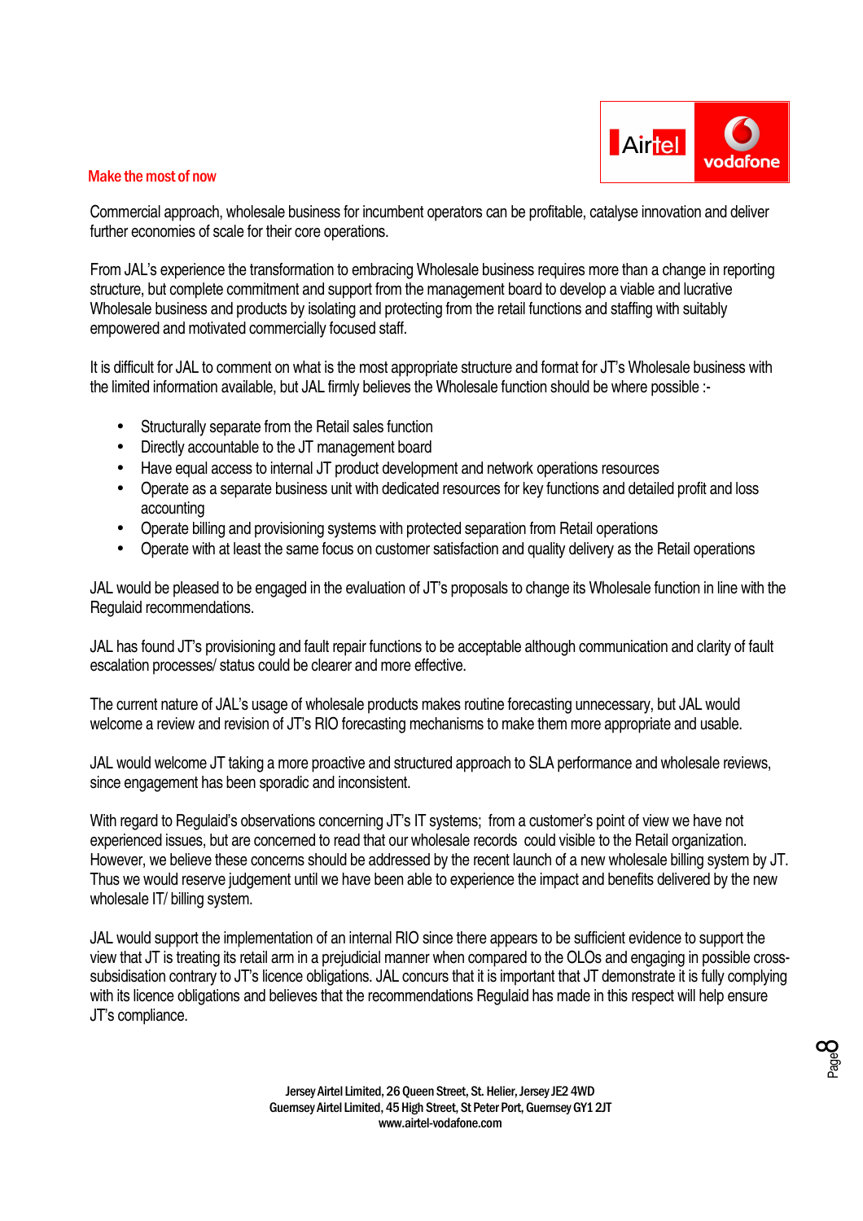Commercial approach, wholesale business for incumbent operators can be profitable, catalyse innovation and deliver further economies of scale for their core operations.

From JAL's experience the transformation to embracing Wholesale business requires more than a change in reporting structure, but complete commitment and support from the management board to develop a viable and lucrative Wholesale business and products by isolating and protecting from the retail functions and staffing with suitably empowered and motivated commercially focused staff.

It is difficult for JAL to comment on what is the most appropriate structure and format for JT's Wholesale business with the limited information available, but JAL firmly believes the Wholesale function should be where possible :-

- Structurally separate from the Retail sales function
- Directly accountable to the JT management board
- Have equal access to internal JT product development and network operations resources
- Operate as a separate business unit with dedicated resources for key functions and detailed profit and loss accounting
- Operate billing and provisioning systems with protected separation from Retail operations
- Operate with at least the same focus on customer satisfaction and quality delivery as the Retail operations

JAL would be pleased to be engaged in the evaluation of JT's proposals to change its Wholesale function in line with the Regulaid recommendations.

JAL has found JT's provisioning and fault repair functions to be acceptable although communication and clarity of fault escalation processes/ status could be clearer and more effective.

The current nature of JAL's usage of wholesale products makes routine forecasting unnecessary, but JAL would welcome a review and revision of JT's RIO forecasting mechanisms to make them more appropriate and usable.

JAL would welcome JT taking a more proactive and structured approach to SLA performance and wholesale reviews, since engagement has been sporadic and inconsistent.

With regard to Regulaid's observations concerning JT's IT systems; from a customer's point of view we have not experienced issues, but are concerned to read that our wholesale records could visible to the Retail organization. However, we believe these concerns should be addressed by the recent launch of a new wholesale billing system by JT. Thus we would reserve judgement until we have been able to experience the impact and benefits delivered by the new wholesale IT/ billing system.

JAL would support the implementation of an internal RIO since there appears to be sufficient evidence to support the view that JT is treating its retail arm in a prejudicial manner when compared to the OLOs and engaging in possible cross-subsidisation contrary to JT's licence obligations. JAL concurs that it is important that JT demonstrate it is fully complying with its licence obligations and believes that the recommendations Regulaid has made in this respect will help ensure JT's compliance.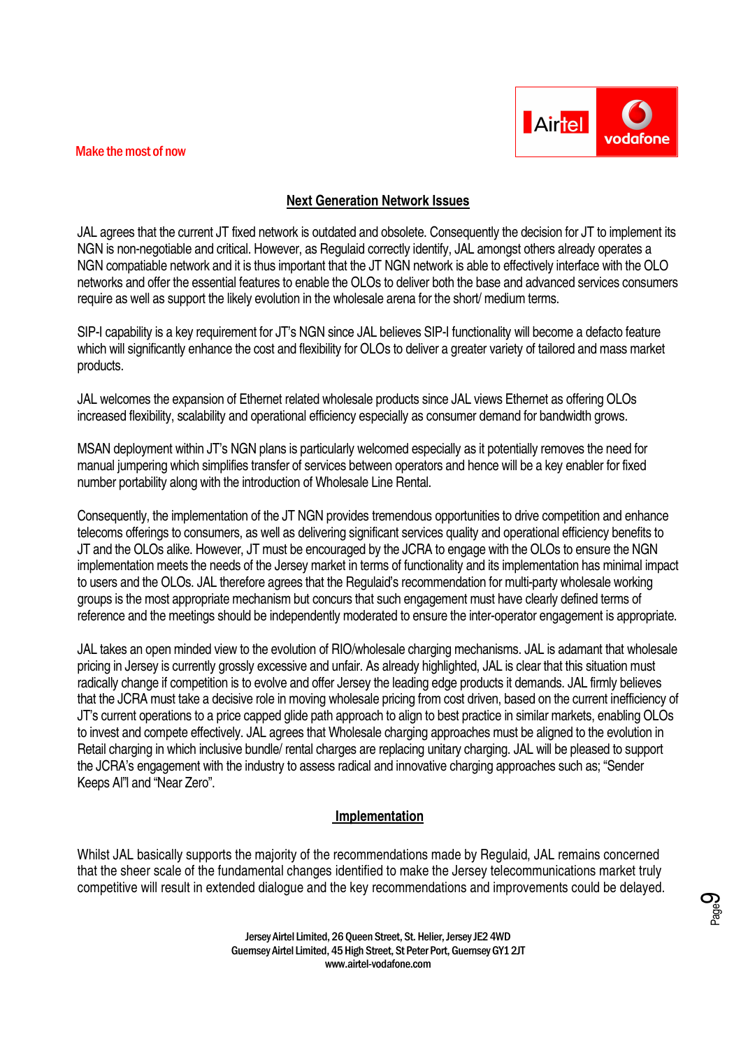## Next Generation Network Issues

JAL agrees that the current JT fixed network is outdated and obsolete. Consequently the decision for JT to implement its NGN is non-negotiable and critical. However, as Regulaid correctly identify, JAL amongst others already operates a NGN compatiable network and it is thus important that the JT NGN network is able to effectively interface with the OLO networks and offer the essential features to enable the OLOs to deliver both the base and advanced services consumers require as well as support the likely evolution in the wholesale arena for the short/ medium terms.

SIP-I capability is a key requirement for JT's NGN since JAL believes SIP-I functionality will become a defacto feature which will significantly enhance the cost and flexibility for OLOs to deliver a greater variety of tailored and mass market products.

JAL welcomes the expansion of Ethernet related wholesale products since JAL views Ethernet as offering OLOs increased flexibility, scalability and operational efficiency especially as consumer demand for bandwidth grows.

MSAN deployment within JT's NGN plans is particularly welcomed especially as it potentially removes the need for manual jumpering which simplifies transfer of services between operators and hence will be a key enabler for fixed number portability along with the introduction of Wholesale Line Rental.

Consequently, the implementation of the JT NGN provides tremendous opportunities to drive competition and enhance telecoms offerings to consumers, as well as delivering significant services quality and operational efficiency benefits to JT and the OLOs alike. However, JT must be encouraged by the JCRA to engage with the OLOs to ensure the NGN implementation meets the needs of the Jersey market in terms of functionality and its implementation has minimal impact to users and the OLOs. JAL therefore agrees that the Regulaid's recommendation for multi-party wholesale working groups is the most appropriate mechanism but concurs that such engagement must have clearly defined terms of reference and the meetings should be independently moderated to ensure the inter-operator engagement is appropriate.

JAL takes an open minded view to the evolution of RIO/wholesale charging mechanisms. JAL is adamant that wholesale pricing in Jersey is currently grossly excessive and unfair. As already highlighted, JAL is clear that this situation must radically change if competition is to evolve and offer Jersey the leading edge products it demands. JAL firmly believes that the JCRA must take a decisive role in moving wholesale pricing from cost driven, based on the current inefficiency of JT's current operations to a price capped glide path approach to align to best practice in similar markets, enabling OLOs to invest and compete effectively. JAL agrees that Wholesale charging approaches must be aligned to the evolution in Retail charging in which inclusive bundle/ rental charges are replacing unitary charging. JAL will be pleased to support the JCRA's engagement with the industry to assess radical and innovative charging approaches such as; "Sender Keeps Al"l and "Near Zero".

## Implementation

Whilst JAL basically supports the majority of the recommendations made by Regulaid, JAL remains concerned that the sheer scale of the fundamental changes identified to make the Jersey telecommunications market truly competitive will result in extended dialogue and the key recommendations and improvements could be delayed.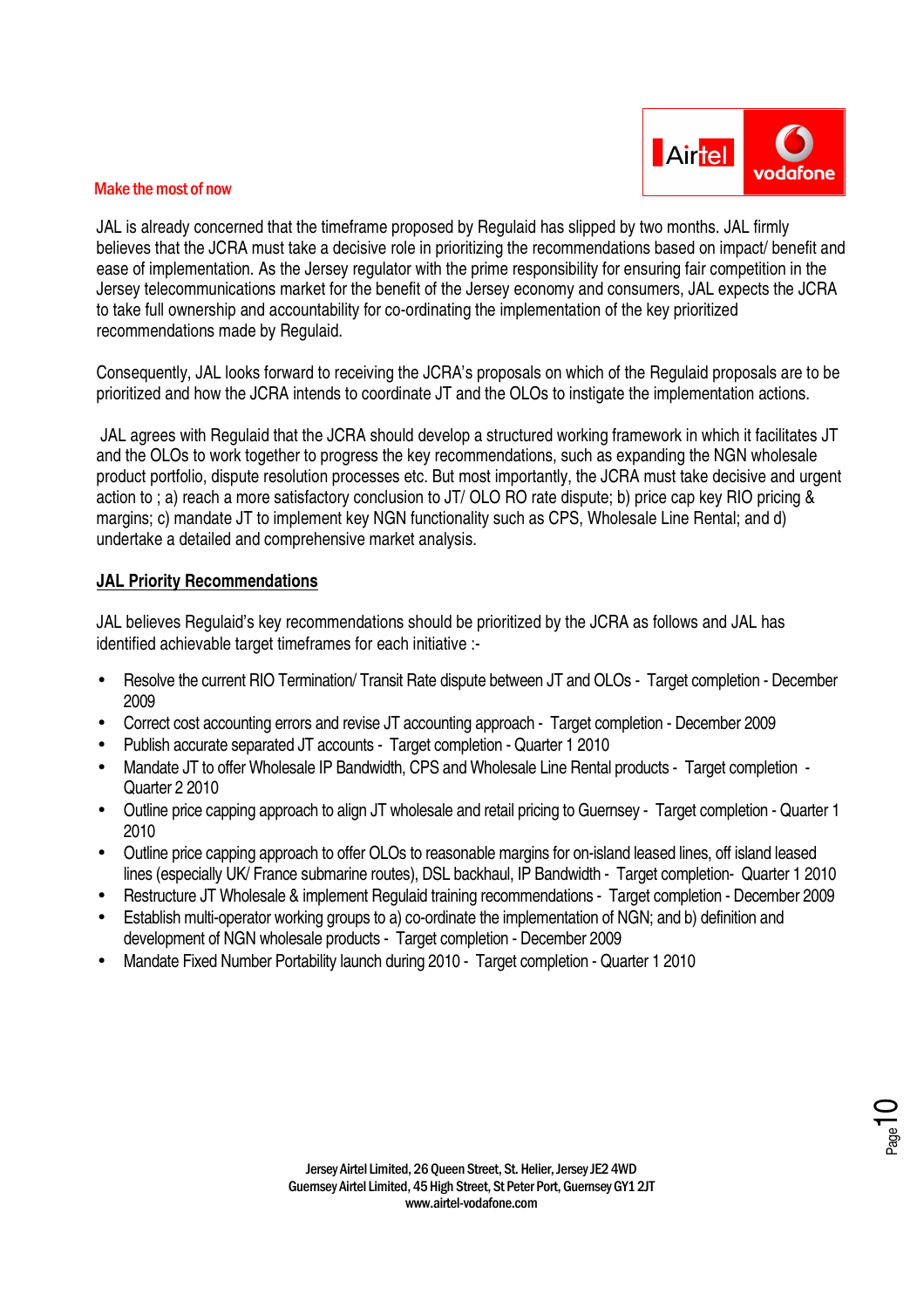Make the most of now

JAL is already concerned that the timeframe proposed by Regulaid has slipped by two months. JAL firmly believes that the JCRA must take a decisive role in prioritizing the recommendations based on impact/ benefit and ease of implementation. As the Jersey regulator with the prime responsibility for ensuring fair competition in the Jersey telecommunications market for the benefit of the Jersey economy and consumers, JAL expects the JCRA to take full ownership and accountability for co-ordinating the implementation of the key prioritized recommendations made by Regulaid.

Consequently, JAL looks forward to receiving the JCRA's proposals on which of the Regulaid proposals are to be prioritized and how the JCRA intends to coordinate JT and the OLOs to instigate the implementation actions.

JAL agrees with Regulaid that the JCRA should develop a structured working framework in which it facilitates JT and the OLOs to work together to progress the key recommendations, such as expanding the NGN wholesale product portfolio, dispute resolution processes etc. But most importantly, the JCRA must take decisive and urgent action to ; a) reach a more satisfactory conclusion to JT/ OLO RO rate dispute; b) price cap key RIO pricing & margins; c) mandate JT to implement key NGN functionality such as CPS, Wholesale Line Rental; and d) undertake a detailed and comprehensive market analysis.

## JAL Priority Recommendations

JAL believes Regulaid's key recommendations should be prioritized by the JCRA as follows and JAL has identified achievable target timeframes for each initiative :-

- Resolve the current RIO Termination/ Transit Rate dispute between JT and OLOs - Target completion - December 2009
- Correct cost accounting errors and revise JT accounting approach - Target completion - December 2009
- Publish accurate separated JT accounts - Target completion - Quarter 1 2010
- Mandate JT to offer Wholesale IP Bandwidth, CPS and Wholesale Line Rental products - Target completion - Quarter 2 2010
- Outline price capping approach to align JT wholesale and retail pricing to Guernsey - Target completion - Quarter 1 2010
- Outline price capping approach to offer OLOs to reasonable margins for on-island leased lines, off island leased lines (especially UK/ France submarine routes), DSL backhaul, IP Bandwidth - Target completion- Quarter 1 2010
- Restructure JT Wholesale & implement Regulaid training recommendations - Target completion - December 2009
- Establish multi-operator working groups to a) co-ordinate the implementation of NGN; and b) definition and development of NGN wholesale products - Target completion - December 2009
- Mandate Fixed Number Portability launch during 2010 - Target completion - Quarter 1 2010

Jersey Airtel Limited, 26 Queen Street, St. Helier, Jersey JE2 4WD
Guernsey Airtel Limited, 45 High Street, St Peter Port, Guernsey GY1 2JT
www.airtel-vodafone.com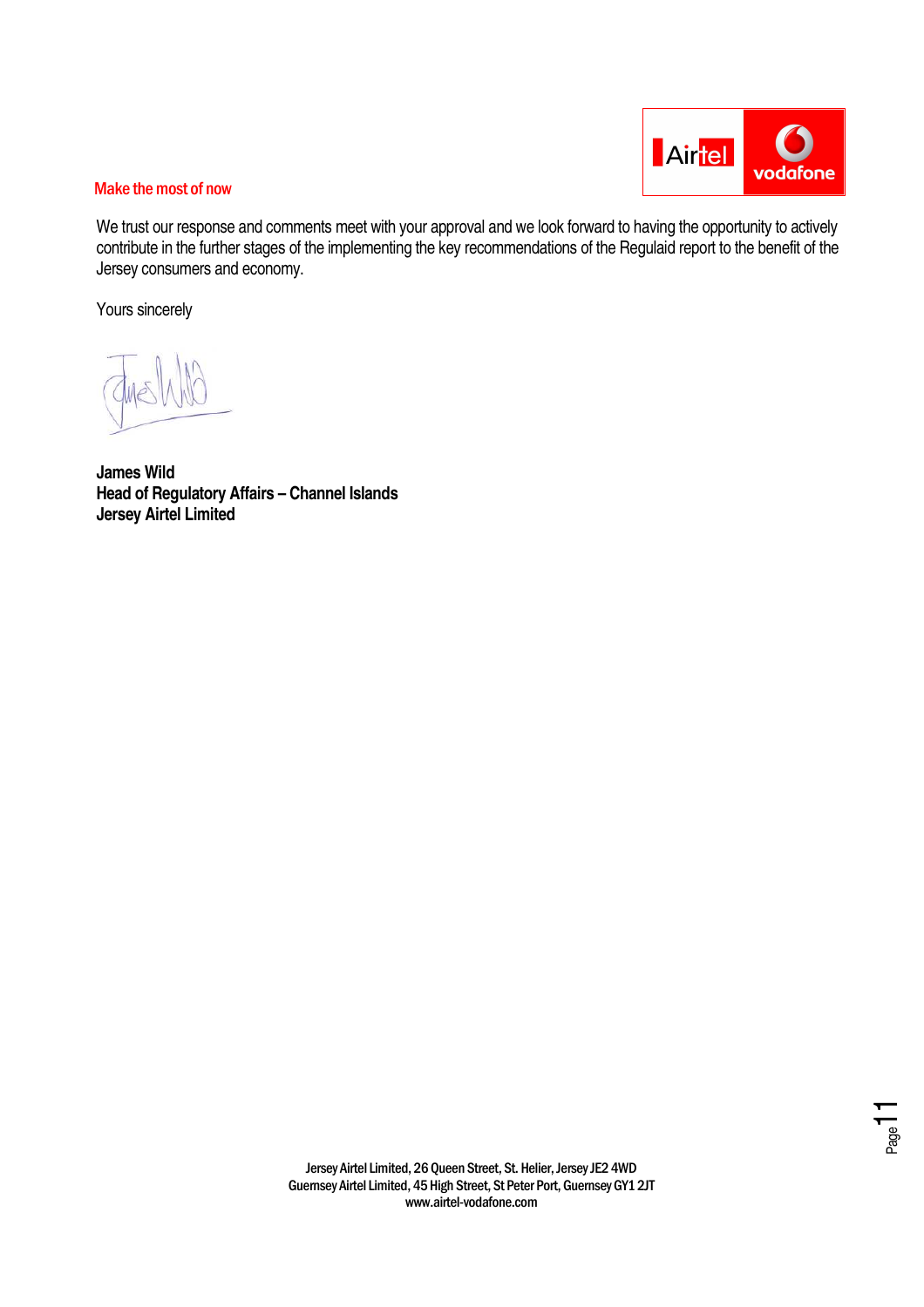We trust our response and comments meet with your approval and we look forward to having the opportunity to actively contribute in the further stages of the implementing the key recommendations of the Regulaid report to the benefit of the Jersey consumers and economy.

Yours sincerely

**James Wild**
**Head of Regulatory Affairs – Channel Islands**
**Jersey Airtel Limited**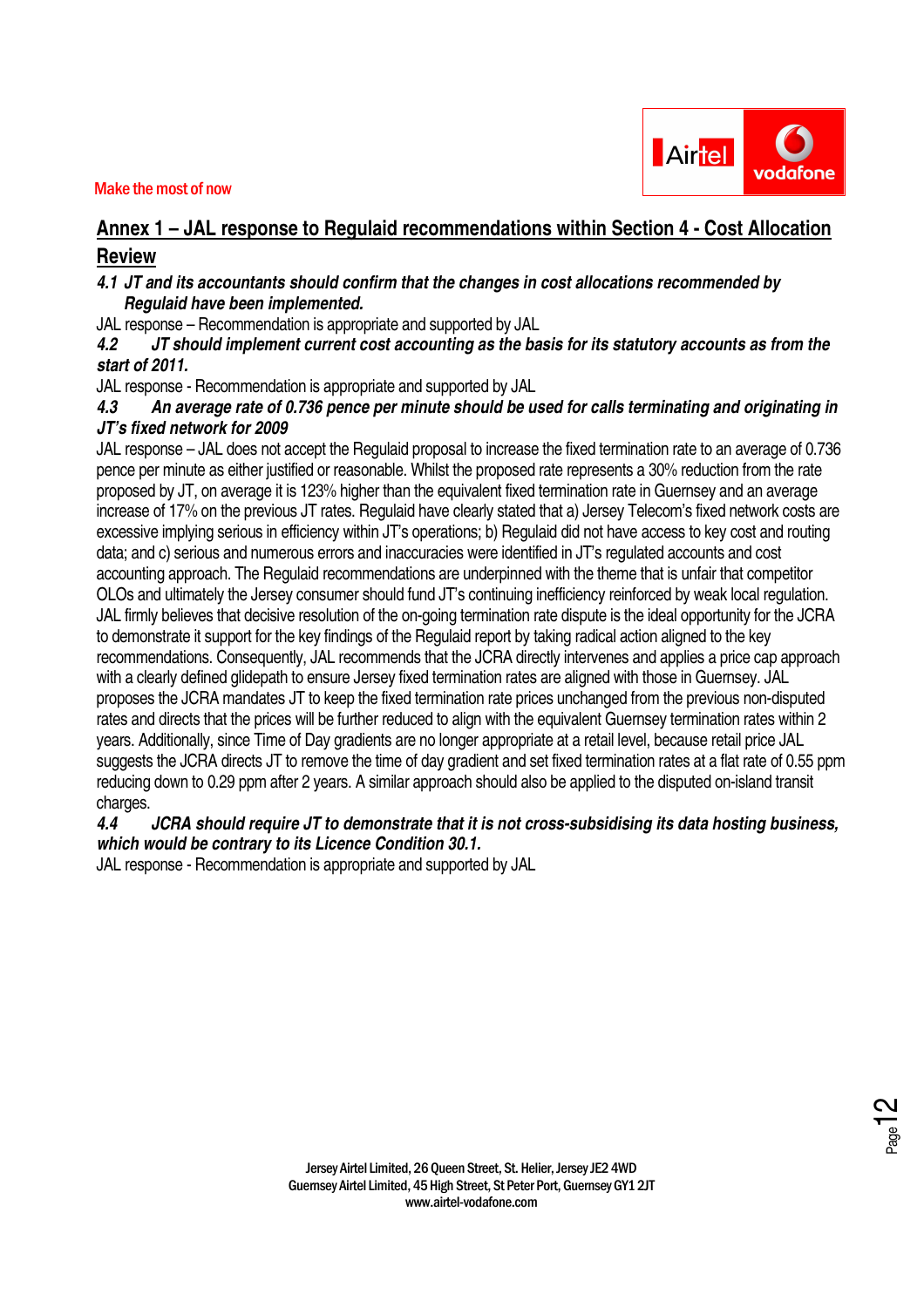Make the most of now

## Annex 1 – JAL response to Regulaid recommendations within Section 4 - Cost Allocation Review

***4.1 JT and its accountants should confirm that the changes in cost allocations recommended by Regulaid have been implemented.***

JAL response – Recommendation is appropriate and supported by JAL

***4.2 JT should implement current cost accounting as the basis for its statutory accounts as from the start of 2011.***

JAL response - Recommendation is appropriate and supported by JAL

***4.3 An average rate of 0.736 pence per minute should be used for calls terminating and originating in JT's fixed network for 2009***

JAL response – JAL does not accept the Regulaid proposal to increase the fixed termination rate to an average of 0.736 pence per minute as either justified or reasonable. Whilst the proposed rate represents a 30% reduction from the rate proposed by JT, on average it is 123% higher than the equivalent fixed termination rate in Guernsey and an average increase of 17% on the previous JT rates. Regulaid have clearly stated that a) Jersey Telecom's fixed network costs are excessive implying serious in efficiency within JT's operations; b) Regulaid did not have access to key cost and routing data; and c) serious and numerous errors and inaccuracies were identified in JT's regulated accounts and cost accounting approach. The Regulaid recommendations are underpinned with the theme that is unfair that competitor OLOs and ultimately the Jersey consumer should fund JT's continuing inefficiency reinforced by weak local regulation. JAL firmly believes that decisive resolution of the on-going termination rate dispute is the ideal opportunity for the JCRA to demonstrate it support for the key findings of the Regulaid report by taking radical action aligned to the key recommendations. Consequently, JAL recommends that the JCRA directly intervenes and applies a price cap approach with a clearly defined glidepath to ensure Jersey fixed termination rates are aligned with those in Guernsey. JAL proposes the JCRA mandates JT to keep the fixed termination rate prices unchanged from the previous non-disputed rates and directs that the prices will be further reduced to align with the equivalent Guernsey termination rates within 2 years. Additionally, since Time of Day gradients are no longer appropriate at a retail level, because retail price JAL suggests the JCRA directs JT to remove the time of day gradient and set fixed termination rates at a flat rate of 0.55 ppm reducing down to 0.29 ppm after 2 years. A similar approach should also be applied to the disputed on-island transit charges.

***4.4 JCRA should require JT to demonstrate that it is not cross-subsidising its data hosting business, which would be contrary to its Licence Condition 30.1.***

JAL response - Recommendation is appropriate and supported by JAL

Jersey Airtel Limited, 26 Queen Street, St. Helier, Jersey JE2 4WD
Guernsey Airtel Limited, 45 High Street, St Peter Port, Guernsey GY1 2JT
www.airtel-vodafone.com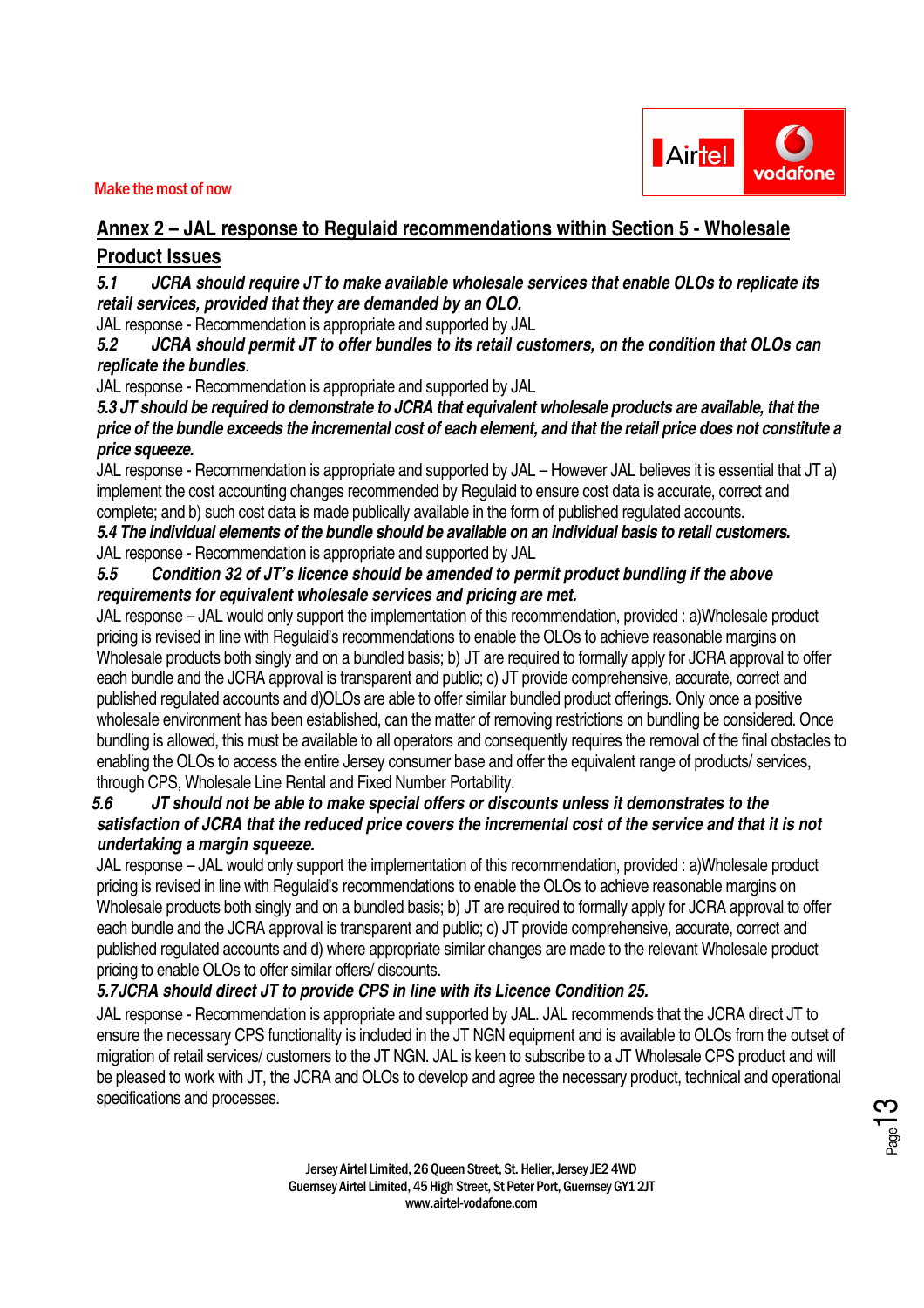Make the most of now

## Annex 2 – JAL response to Regulaid recommendations within Section 5 - Wholesale Product Issues

***5.1 JCRA should require JT to make available wholesale services that enable OLOs to replicate its retail services, provided that they are demanded by an OLO.***

JAL response - Recommendation is appropriate and supported by JAL

***5.2 JCRA should permit JT to offer bundles to its retail customers, on the condition that OLOs can replicate the bundles.***

JAL response - Recommendation is appropriate and supported by JAL

***5.3 JT should be required to demonstrate to JCRA that equivalent wholesale products are available, that the price of the bundle exceeds the incremental cost of each element, and that the retail price does not constitute a price squeeze.***

JAL response - Recommendation is appropriate and supported by JAL – However JAL believes it is essential that JT a) implement the cost accounting changes recommended by Regulaid to ensure cost data is accurate, correct and complete; and b) such cost data is made publically available in the form of published regulated accounts.

***5.4 The individual elements of the bundle should be available on an individual basis to retail customers.***

JAL response - Recommendation is appropriate and supported by JAL

***5.5 Condition 32 of JT's licence should be amended to permit product bundling if the above requirements for equivalent wholesale services and pricing are met.***

JAL response – JAL would only support the implementation of this recommendation, provided : a)Wholesale product pricing is revised in line with Regulaid's recommendations to enable the OLOs to achieve reasonable margins on Wholesale products both singly and on a bundled basis; b) JT are required to formally apply for JCRA approval to offer each bundle and the JCRA approval is transparent and public; c) JT provide comprehensive, accurate, correct and published regulated accounts and d)OLOs are able to offer similar bundled product offerings. Only once a positive wholesale environment has been established, can the matter of removing restrictions on bundling be considered. Once bundling is allowed, this must be available to all operators and consequently requires the removal of the final obstacles to enabling the OLOs to access the entire Jersey consumer base and offer the equivalent range of products/ services, through CPS, Wholesale Line Rental and Fixed Number Portability.

***5.6 JT should not be able to make special offers or discounts unless it demonstrates to the satisfaction of JCRA that the reduced price covers the incremental cost of the service and that it is not undertaking a margin squeeze.***

JAL response – JAL would only support the implementation of this recommendation, provided : a)Wholesale product pricing is revised in line with Regulaid's recommendations to enable the OLOs to achieve reasonable margins on Wholesale products both singly and on a bundled basis; b) JT are required to formally apply for JCRA approval to offer each bundle and the JCRA approval is transparent and public; c) JT provide comprehensive, accurate, correct and published regulated accounts and d) where appropriate similar changes are made to the relevant Wholesale product pricing to enable OLOs to offer similar offers/ discounts.

***5.7JCRA should direct JT to provide CPS in line with its Licence Condition 25.***

JAL response - Recommendation is appropriate and supported by JAL. JAL recommends that the JCRA direct JT to ensure the necessary CPS functionality is included in the JT NGN equipment and is available to OLOs from the outset of migration of retail services/ customers to the JT NGN. JAL is keen to subscribe to a JT Wholesale CPS product and will be pleased to work with JT, the JCRA and OLOs to develop and agree the necessary product, technical and operational specifications and processes.

Jersey Airtel Limited, 26 Queen Street, St. Helier, Jersey JE2 4WD
Guernsey Airtel Limited, 45 High Street, St Peter Port, Guernsey GY1 2JT
www.airtel-vodafone.com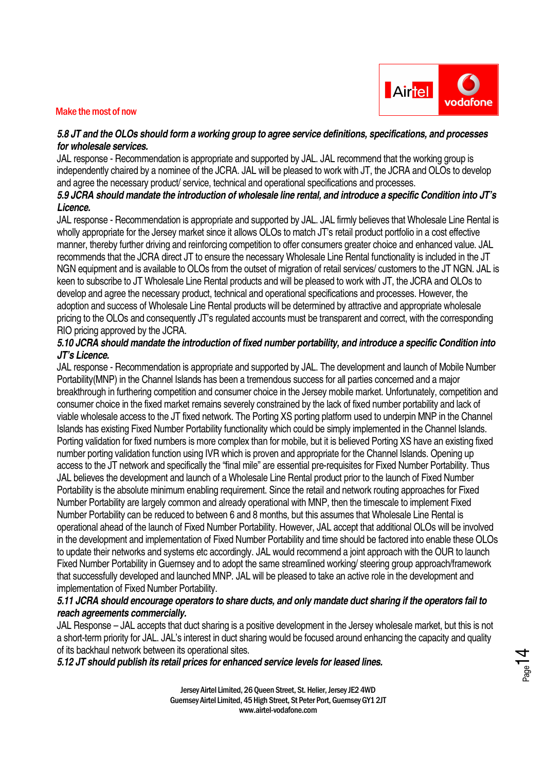**_5.8 JT and the OLOs should form a working group to agree service definitions, specifications, and processes for wholesale services._**

JAL response - Recommendation is appropriate and supported by JAL. JAL recommend that the working group is independently chaired by a nominee of the JCRA. JAL will be pleased to work with JT, the JCRA and OLOs to develop and agree the necessary product/ service, technical and operational specifications and processes.

**_5.9 JCRA should mandate the introduction of wholesale line rental, and introduce a specific Condition into JT's Licence._**

JAL response - Recommendation is appropriate and supported by JAL. JAL firmly believes that Wholesale Line Rental is wholly appropriate for the Jersey market since it allows OLOs to match JT's retail product portfolio in a cost effective manner, thereby further driving and reinforcing competition to offer consumers greater choice and enhanced value. JAL recommends that the JCRA direct JT to ensure the necessary Wholesale Line Rental functionality is included in the JT NGN equipment and is available to OLOs from the outset of migration of retail services/ customers to the JT NGN. JAL is keen to subscribe to JT Wholesale Line Rental products and will be pleased to work with JT, the JCRA and OLOs to develop and agree the necessary product, technical and operational specifications and processes. However, the adoption and success of Wholesale Line Rental products will be determined by attractive and appropriate wholesale pricing to the OLOs and consequently JT's regulated accounts must be transparent and correct, with the corresponding RIO pricing approved by the JCRA.

**_5.10 JCRA should mandate the introduction of fixed number portability, and introduce a specific Condition into JT's Licence._**

JAL response - Recommendation is appropriate and supported by JAL. The development and launch of Mobile Number Portability(MNP) in the Channel Islands has been a tremendous success for all parties concerned and a major breakthrough in furthering competition and consumer choice in the Jersey mobile market. Unfortunately, competition and consumer choice in the fixed market remains severely constrained by the lack of fixed number portability and lack of viable wholesale access to the JT fixed network. The Porting XS porting platform used to underpin MNP in the Channel Islands has existing Fixed Number Portability functionality which could be simply implemented in the Channel Islands. Porting validation for fixed numbers is more complex than for mobile, but it is believed Porting XS have an existing fixed number porting validation function using IVR which is proven and appropriate for the Channel Islands. Opening up access to the JT network and specifically the "final mile" are essential pre-requisites for Fixed Number Portability. Thus JAL believes the development and launch of a Wholesale Line Rental product prior to the launch of Fixed Number Portability is the absolute minimum enabling requirement. Since the retail and network routing approaches for Fixed Number Portability are largely common and already operational with MNP, then the timescale to implement Fixed Number Portability can be reduced to between 6 and 8 months, but this assumes that Wholesale Line Rental is operational ahead of the launch of Fixed Number Portability. However, JAL accept that additional OLOs will be involved in the development and implementation of Fixed Number Portability and time should be factored into enable these OLOs to update their networks and systems etc accordingly. JAL would recommend a joint approach with the OUR to launch Fixed Number Portability in Guernsey and to adopt the same streamlined working/ steering group approach/framework that successfully developed and launched MNP. JAL will be pleased to take an active role in the development and implementation of Fixed Number Portability.

**_5.11 JCRA should encourage operators to share ducts, and only mandate duct sharing if the operators fail to reach agreements commercially._**

JAL Response – JAL accepts that duct sharing is a positive development in the Jersey wholesale market, but this is not a short-term priority for JAL. JAL's interest in duct sharing would be focused around enhancing the capacity and quality of its backhaul network between its operational sites.

**_5.12 JT should publish its retail prices for enhanced service levels for leased lines._**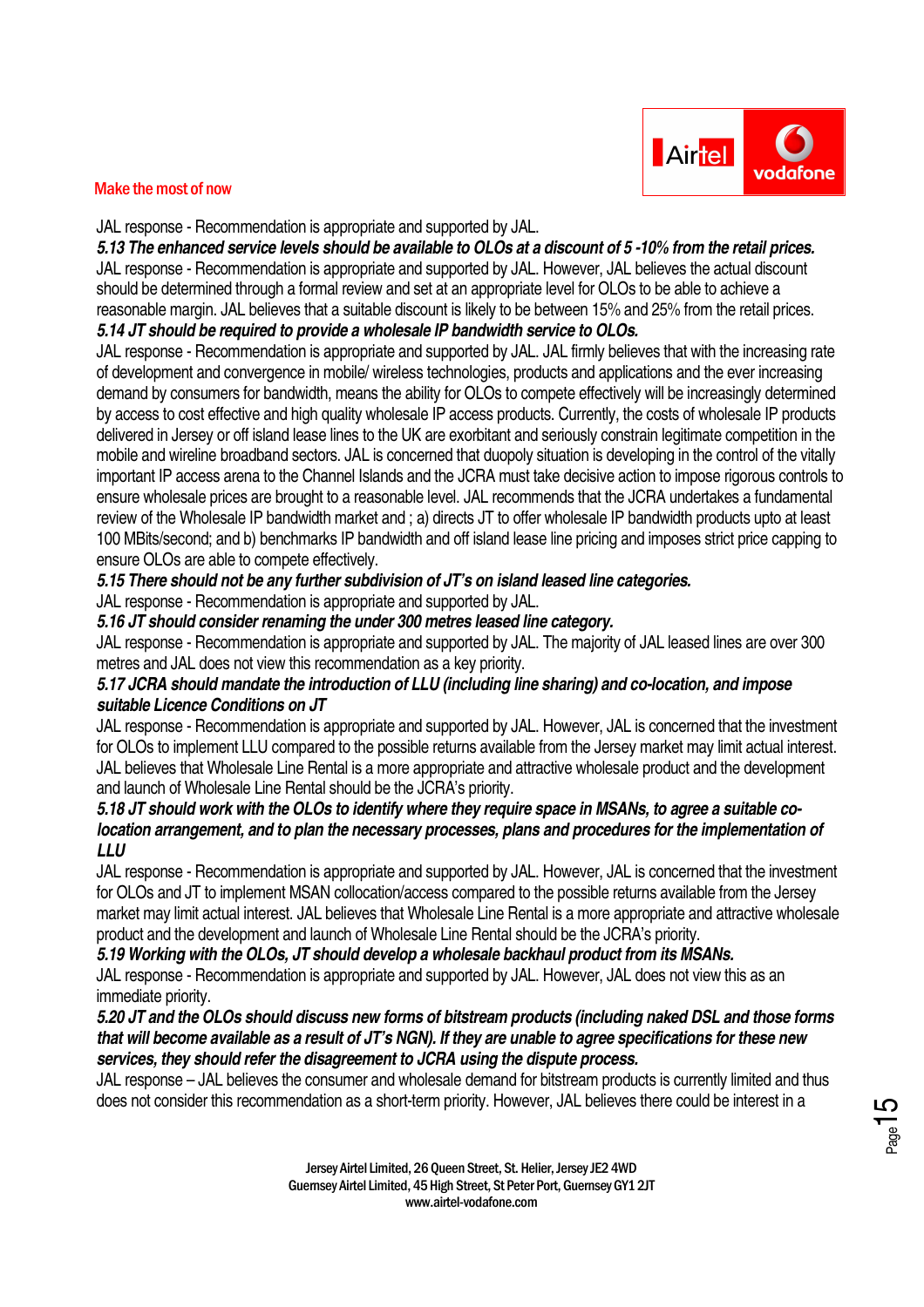JAL response - Recommendation is appropriate and supported by JAL.

***5.13 The enhanced service levels should be available to OLOs at a discount of 5 -10% from the retail prices.***

JAL response - Recommendation is appropriate and supported by JAL. However, JAL believes the actual discount should be determined through a formal review and set at an appropriate level for OLOs to be able to achieve a reasonable margin. JAL believes that a suitable discount is likely to be between 15% and 25% from the retail prices.

***5.14 JT should be required to provide a wholesale IP bandwidth service to OLOs.***

JAL response - Recommendation is appropriate and supported by JAL. JAL firmly believes that with the increasing rate of development and convergence in mobile/ wireless technologies, products and applications and the ever increasing demand by consumers for bandwidth, means the ability for OLOs to compete effectively will be increasingly determined by access to cost effective and high quality wholesale IP access products. Currently, the costs of wholesale IP products delivered in Jersey or off island lease lines to the UK are exorbitant and seriously constrain legitimate competition in the mobile and wireline broadband sectors. JAL is concerned that duopoly situation is developing in the control of the vitally important IP access arena to the Channel Islands and the JCRA must take decisive action to impose rigorous controls to ensure wholesale prices are brought to a reasonable level. JAL recommends that the JCRA undertakes a fundamental review of the Wholesale IP bandwidth market and ; a) directs JT to offer wholesale IP bandwidth products upto at least 100 MBits/second; and b) benchmarks IP bandwidth and off island lease line pricing and imposes strict price capping to ensure OLOs are able to compete effectively.

***5.15 There should not be any further subdivision of JT's on island leased line categories.***

JAL response - Recommendation is appropriate and supported by JAL.

***5.16 JT should consider renaming the under 300 metres leased line category.***

JAL response - Recommendation is appropriate and supported by JAL. The majority of JAL leased lines are over 300 metres and JAL does not view this recommendation as a key priority.

***5.17 JCRA should mandate the introduction of LLU (including line sharing) and co-location, and impose suitable Licence Conditions on JT***

JAL response - Recommendation is appropriate and supported by JAL. However, JAL is concerned that the investment for OLOs to implement LLU compared to the possible returns available from the Jersey market may limit actual interest. JAL believes that Wholesale Line Rental is a more appropriate and attractive wholesale product and the development and launch of Wholesale Line Rental should be the JCRA's priority.

***5.18 JT should work with the OLOs to identify where they require space in MSANs, to agree a suitable co-location arrangement, and to plan the necessary processes, plans and procedures for the implementation of LLU***

JAL response - Recommendation is appropriate and supported by JAL. However, JAL is concerned that the investment for OLOs and JT to implement MSAN collocation/access compared to the possible returns available from the Jersey market may limit actual interest. JAL believes that Wholesale Line Rental is a more appropriate and attractive wholesale product and the development and launch of Wholesale Line Rental should be the JCRA's priority.

***5.19 Working with the OLOs, JT should develop a wholesale backhaul product from its MSANs.***

JAL response - Recommendation is appropriate and supported by JAL. However, JAL does not view this as an immediate priority.

***5.20 JT and the OLOs should discuss new forms of bitstream products (including naked DSL and those forms that will become available as a result of JT's NGN). If they are unable to agree specifications for these new services, they should refer the disagreement to JCRA using the dispute process.***

JAL response – JAL believes the consumer and wholesale demand for bitstream products is currently limited and thus does not consider this recommendation as a short-term priority. However, JAL believes there could be interest in a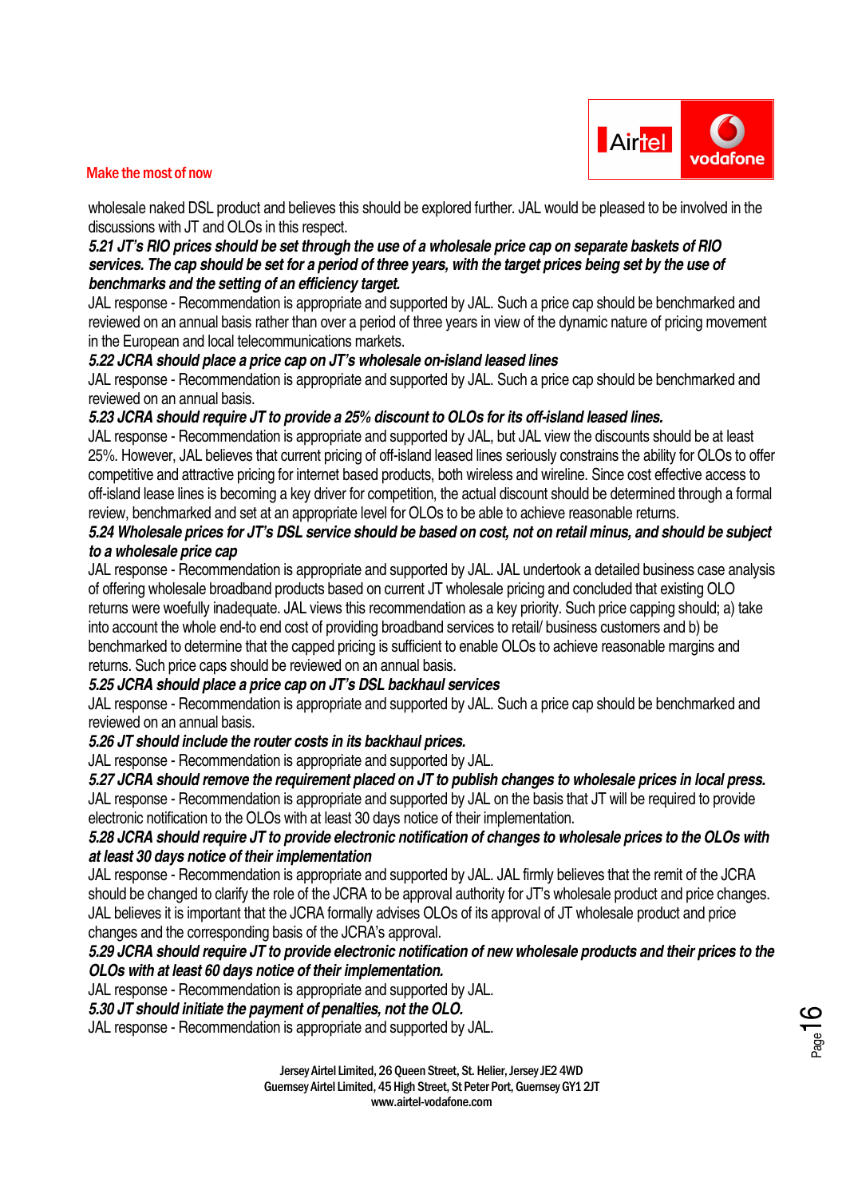wholesale naked DSL product and believes this should be explored further. JAL would be pleased to be involved in the discussions with JT and OLOs in this respect.

***5.21 JT's RIO prices should be set through the use of a wholesale price cap on separate baskets of RIO services. The cap should be set for a period of three years, with the target prices being set by the use of benchmarks and the setting of an efficiency target.***

JAL response - Recommendation is appropriate and supported by JAL. Such a price cap should be benchmarked and reviewed on an annual basis rather than over a period of three years in view of the dynamic nature of pricing movement in the European and local telecommunications markets.

***5.22 JCRA should place a price cap on JT's wholesale on-island leased lines***

JAL response - Recommendation is appropriate and supported by JAL. Such a price cap should be benchmarked and reviewed on an annual basis.

***5.23 JCRA should require JT to provide a 25% discount to OLOs for its off-island leased lines.***

JAL response - Recommendation is appropriate and supported by JAL, but JAL view the discounts should be at least 25%. However, JAL believes that current pricing of off-island leased lines seriously constrains the ability for OLOs to offer competitive and attractive pricing for internet based products, both wireless and wireline. Since cost effective access to off-island lease lines is becoming a key driver for competition, the actual discount should be determined through a formal review, benchmarked and set at an appropriate level for OLOs to be able to achieve reasonable returns.

***5.24 Wholesale prices for JT's DSL service should be based on cost, not on retail minus, and should be subject to a wholesale price cap***

JAL response - Recommendation is appropriate and supported by JAL. JAL undertook a detailed business case analysis of offering wholesale broadband products based on current JT wholesale pricing and concluded that existing OLO returns were woefully inadequate. JAL views this recommendation as a key priority. Such price capping should; a) take into account the whole end-to end cost of providing broadband services to retail/ business customers and b) be benchmarked to determine that the capped pricing is sufficient to enable OLOs to achieve reasonable margins and returns. Such price caps should be reviewed on an annual basis.

***5.25 JCRA should place a price cap on JT's DSL backhaul services***

JAL response - Recommendation is appropriate and supported by JAL. Such a price cap should be benchmarked and reviewed on an annual basis.

***5.26 JT should include the router costs in its backhaul prices.***

JAL response - Recommendation is appropriate and supported by JAL.

***5.27 JCRA should remove the requirement placed on JT to publish changes to wholesale prices in local press.***

JAL response - Recommendation is appropriate and supported by JAL on the basis that JT will be required to provide electronic notification to the OLOs with at least 30 days notice of their implementation.

***5.28 JCRA should require JT to provide electronic notification of changes to wholesale prices to the OLOs with at least 30 days notice of their implementation***

JAL response - Recommendation is appropriate and supported by JAL. JAL firmly believes that the remit of the JCRA should be changed to clarify the role of the JCRA to be approval authority for JT's wholesale product and price changes. JAL believes it is important that the JCRA formally advises OLOs of its approval of JT wholesale product and price changes and the corresponding basis of the JCRA's approval.

***5.29 JCRA should require JT to provide electronic notification of new wholesale products and their prices to the OLOs with at least 60 days notice of their implementation.***

JAL response - Recommendation is appropriate and supported by JAL.

***5.30 JT should initiate the payment of penalties, not the OLO.***

JAL response - Recommendation is appropriate and supported by JAL.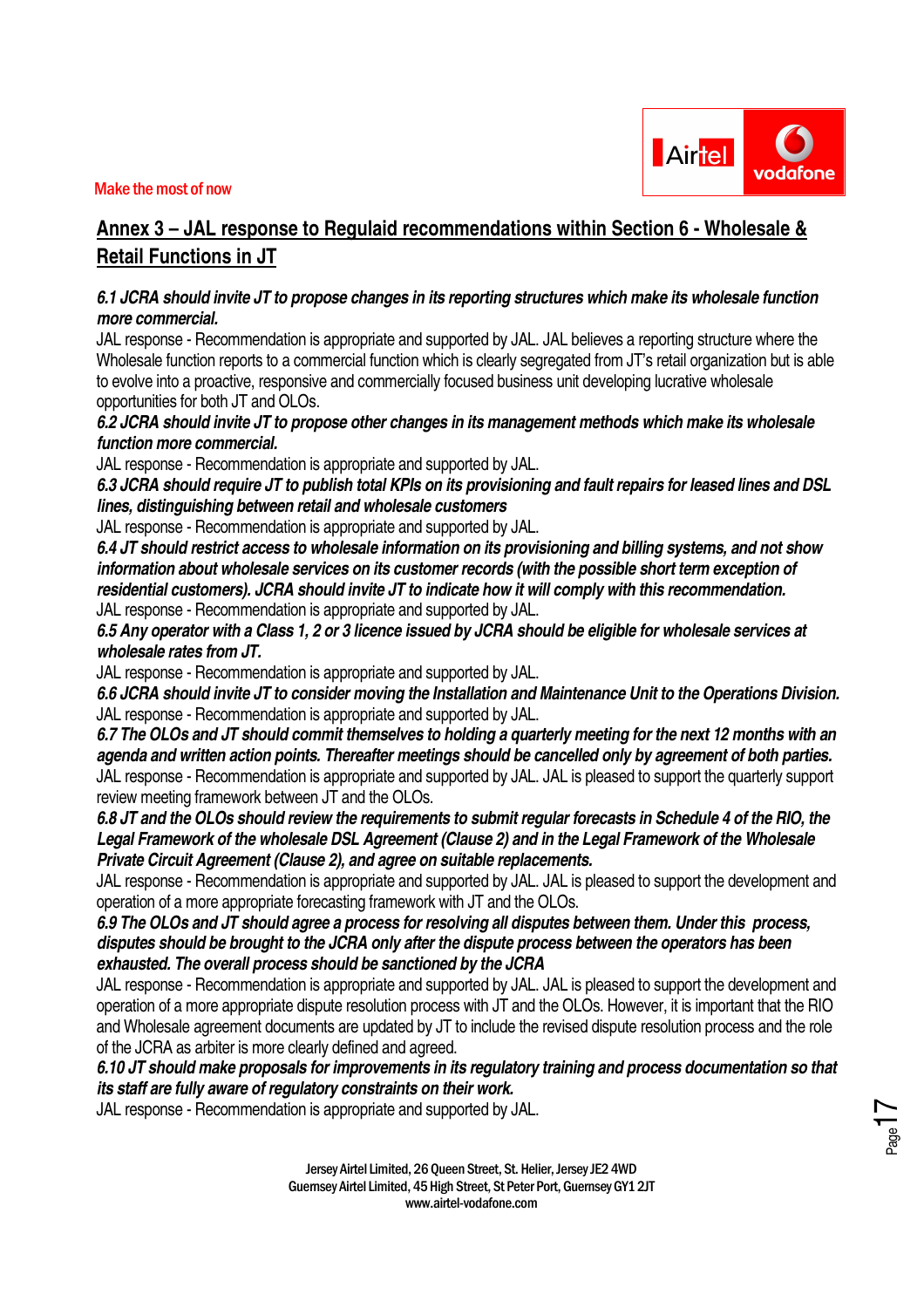## Annex 3 – JAL response to Regulaid recommendations within Section 6 - Wholesale & Retail Functions in JT

***6.1 JCRA should invite JT to propose changes in its reporting structures which make its wholesale function more commercial.***

JAL response - Recommendation is appropriate and supported by JAL. JAL believes a reporting structure where the Wholesale function reports to a commercial function which is clearly segregated from JT's retail organization but is able to evolve into a proactive, responsive and commercially focused business unit developing lucrative wholesale opportunities for both JT and OLOs.

***6.2 JCRA should invite JT to propose other changes in its management methods which make its wholesale function more commercial.***

JAL response - Recommendation is appropriate and supported by JAL.

***6.3 JCRA should require JT to publish total KPIs on its provisioning and fault repairs for leased lines and DSL lines, distinguishing between retail and wholesale customers***

JAL response - Recommendation is appropriate and supported by JAL.

***6.4 JT should restrict access to wholesale information on its provisioning and billing systems, and not show information about wholesale services on its customer records (with the possible short term exception of residential customers). JCRA should invite JT to indicate how it will comply with this recommendation.***

JAL response - Recommendation is appropriate and supported by JAL.

***6.5 Any operator with a Class 1, 2 or 3 licence issued by JCRA should be eligible for wholesale services at wholesale rates from JT.***

JAL response - Recommendation is appropriate and supported by JAL.

***6.6 JCRA should invite JT to consider moving the Installation and Maintenance Unit to the Operations Division.***

JAL response - Recommendation is appropriate and supported by JAL.

***6.7 The OLOs and JT should commit themselves to holding a quarterly meeting for the next 12 months with an agenda and written action points. Thereafter meetings should be cancelled only by agreement of both parties.***

JAL response - Recommendation is appropriate and supported by JAL. JAL is pleased to support the quarterly support review meeting framework between JT and the OLOs.

***6.8 JT and the OLOs should review the requirements to submit regular forecasts in Schedule 4 of the RIO, the Legal Framework of the wholesale DSL Agreement (Clause 2) and in the Legal Framework of the Wholesale Private Circuit Agreement (Clause 2), and agree on suitable replacements.***

JAL response - Recommendation is appropriate and supported by JAL. JAL is pleased to support the development and operation of a more appropriate forecasting framework with JT and the OLOs.

***6.9 The OLOs and JT should agree a process for resolving all disputes between them. Under this process, disputes should be brought to the JCRA only after the dispute process between the operators has been exhausted. The overall process should be sanctioned by the JCRA***

JAL response - Recommendation is appropriate and supported by JAL. JAL is pleased to support the development and operation of a more appropriate dispute resolution process with JT and the OLOs. However, it is important that the RIO and Wholesale agreement documents are updated by JT to include the revised dispute resolution process and the role of the JCRA as arbiter is more clearly defined and agreed.

***6.10 JT should make proposals for improvements in its regulatory training and process documentation so that its staff are fully aware of regulatory constraints on their work.***

JAL response - Recommendation is appropriate and supported by JAL.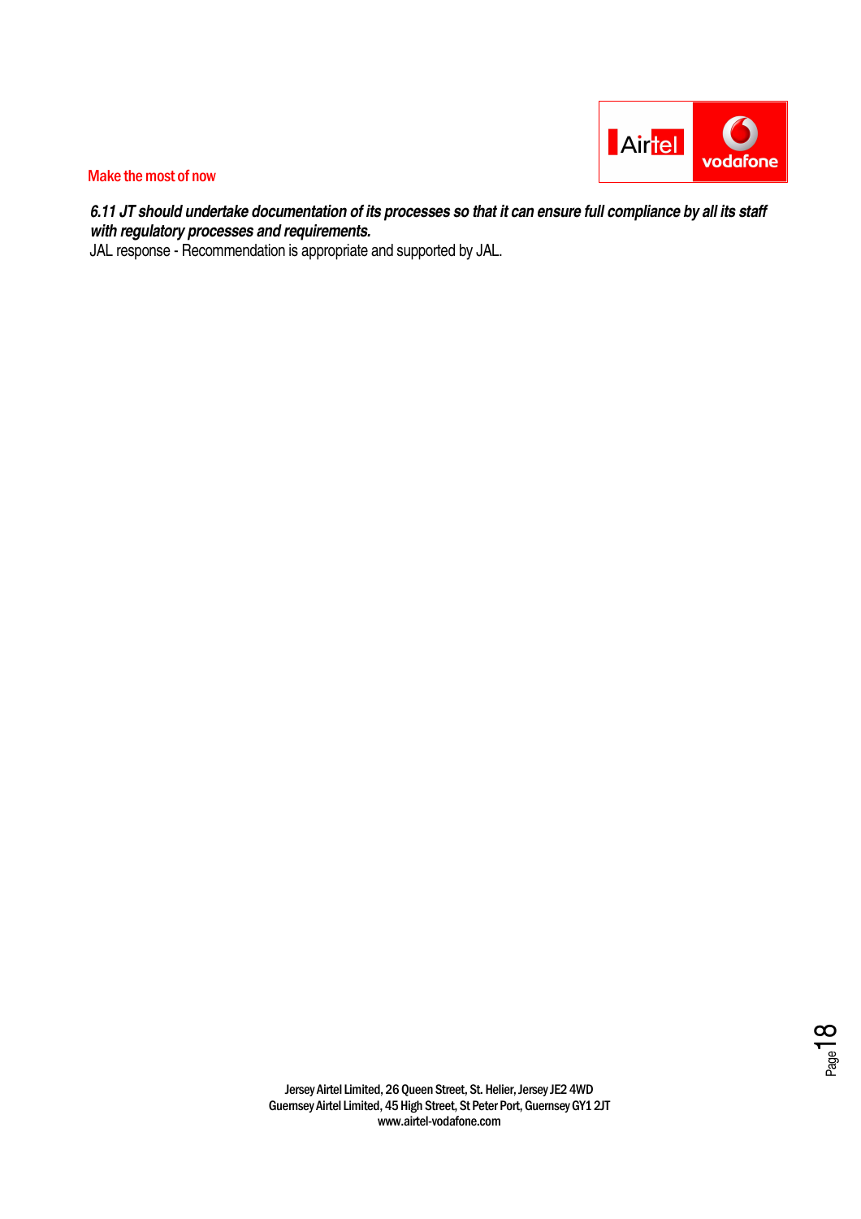***6.11 JT should undertake documentation of its processes so that it can ensure full compliance by all its staff with regulatory processes and requirements.***

JAL response - Recommendation is appropriate and supported by JAL.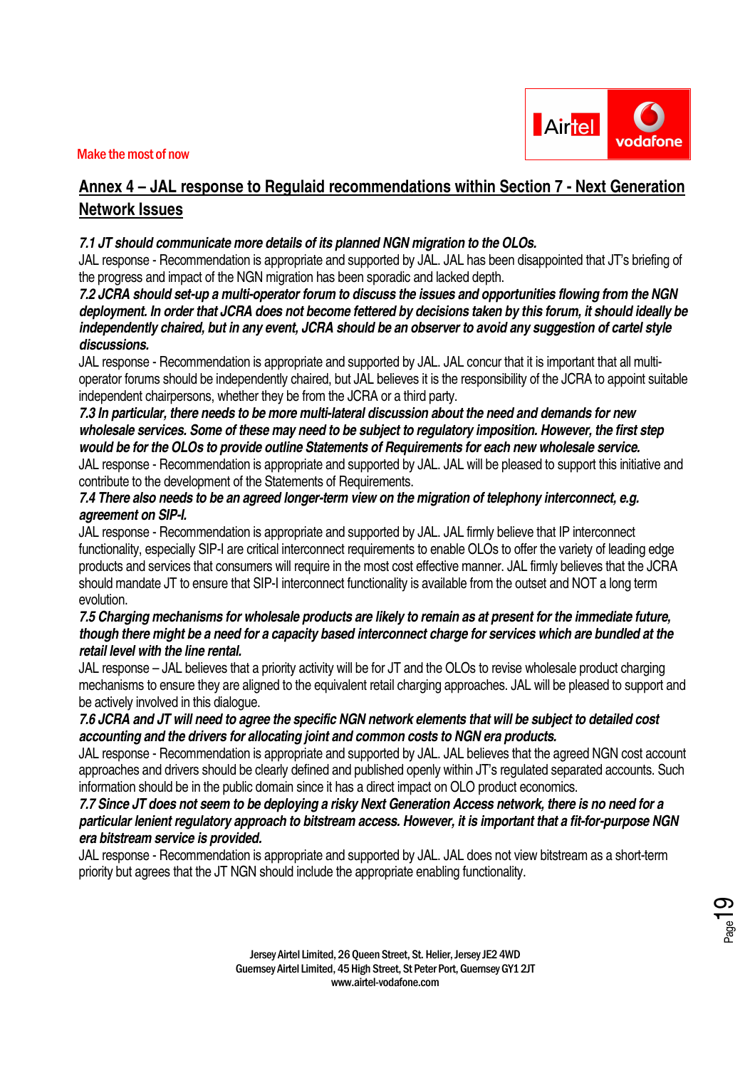## Annex 4 – JAL response to Regulaid recommendations within Section 7 - Next Generation Network Issues

***7.1 JT should communicate more details of its planned NGN migration to the OLOs.***

JAL response - Recommendation is appropriate and supported by JAL. JAL has been disappointed that JT's briefing of the progress and impact of the NGN migration has been sporadic and lacked depth.

***7.2 JCRA should set-up a multi-operator forum to discuss the issues and opportunities flowing from the NGN deployment. In order that JCRA does not become fettered by decisions taken by this forum, it should ideally be independently chaired, but in any event, JCRA should be an observer to avoid any suggestion of cartel style discussions.***

JAL response - Recommendation is appropriate and supported by JAL. JAL concur that it is important that all multi-operator forums should be independently chaired, but JAL believes it is the responsibility of the JCRA to appoint suitable independent chairpersons, whether they be from the JCRA or a third party.

***7.3 In particular, there needs to be more multi-lateral discussion about the need and demands for new wholesale services. Some of these may need to be subject to regulatory imposition. However, the first step would be for the OLOs to provide outline Statements of Requirements for each new wholesale service.***

JAL response - Recommendation is appropriate and supported by JAL. JAL will be pleased to support this initiative and contribute to the development of the Statements of Requirements.

***7.4 There also needs to be an agreed longer-term view on the migration of telephony interconnect, e.g. agreement on SIP-I.***

JAL response - Recommendation is appropriate and supported by JAL. JAL firmly believe that IP interconnect functionality, especially SIP-I are critical interconnect requirements to enable OLOs to offer the variety of leading edge products and services that consumers will require in the most cost effective manner. JAL firmly believes that the JCRA should mandate JT to ensure that SIP-I interconnect functionality is available from the outset and NOT a long term evolution.

***7.5 Charging mechanisms for wholesale products are likely to remain as at present for the immediate future, though there might be a need for a capacity based interconnect charge for services which are bundled at the retail level with the line rental.***

JAL response – JAL believes that a priority activity will be for JT and the OLOs to revise wholesale product charging mechanisms to ensure they are aligned to the equivalent retail charging approaches. JAL will be pleased to support and be actively involved in this dialogue.

***7.6 JCRA and JT will need to agree the specific NGN network elements that will be subject to detailed cost accounting and the drivers for allocating joint and common costs to NGN era products.***

JAL response - Recommendation is appropriate and supported by JAL. JAL believes that the agreed NGN cost account approaches and drivers should be clearly defined and published openly within JT's regulated separated accounts. Such information should be in the public domain since it has a direct impact on OLO product economics.

***7.7 Since JT does not seem to be deploying a risky Next Generation Access network, there is no need for a particular lenient regulatory approach to bitstream access. However, it is important that a fit-for-purpose NGN era bitstream service is provided.***

JAL response - Recommendation is appropriate and supported by JAL. JAL does not view bitstream as a short-term priority but agrees that the JT NGN should include the appropriate enabling functionality.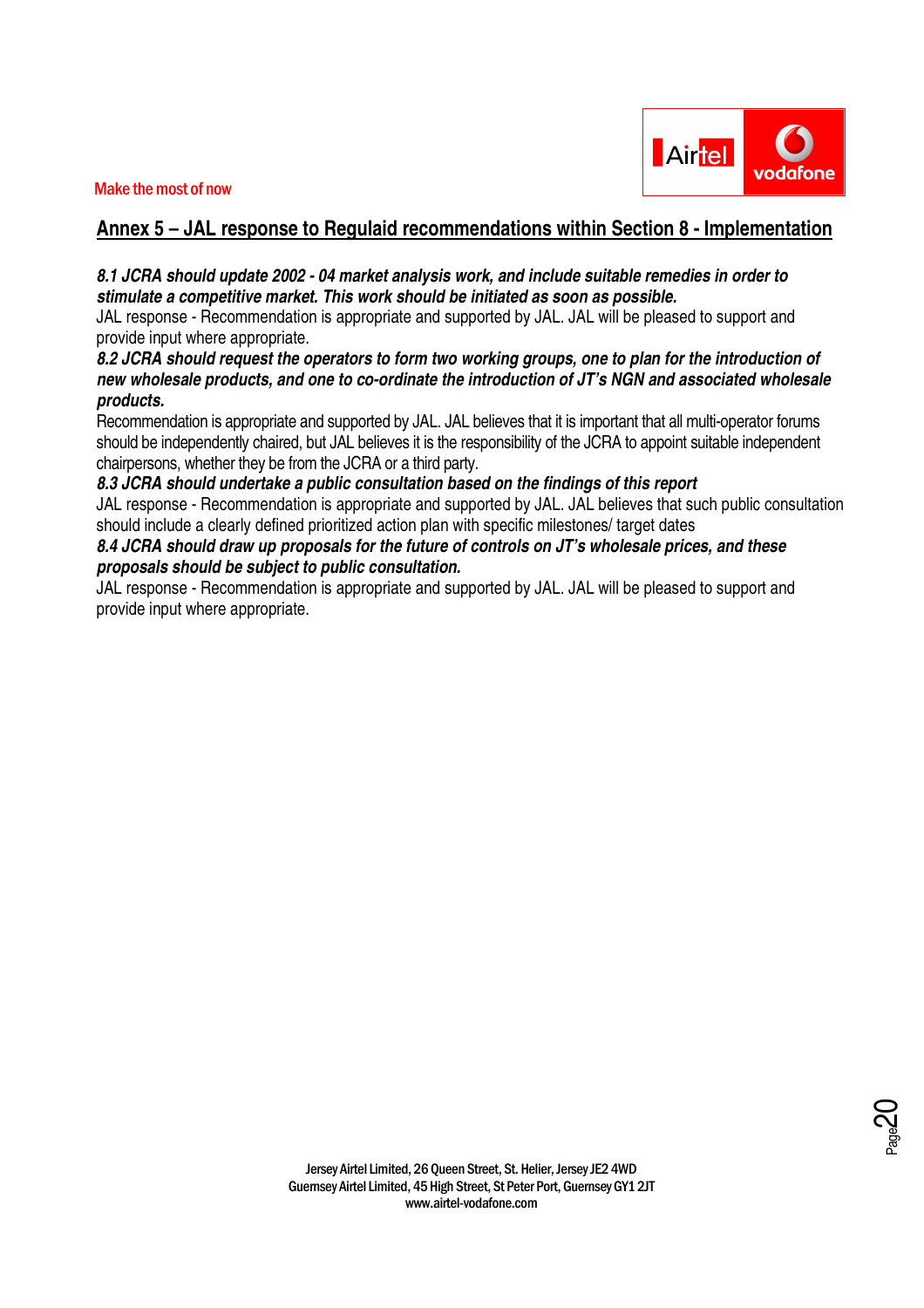## Annex 5 – JAL response to Regulaid recommendations within Section 8 - Implementation

***8.1 JCRA should update 2002 - 04 market analysis work, and include suitable remedies in order to stimulate a competitive market. This work should be initiated as soon as possible.***

JAL response - Recommendation is appropriate and supported by JAL. JAL will be pleased to support and provide input where appropriate.

***8.2 JCRA should request the operators to form two working groups, one to plan for the introduction of new wholesale products, and one to co-ordinate the introduction of JT's NGN and associated wholesale products.***

Recommendation is appropriate and supported by JAL. JAL believes that it is important that all multi-operator forums should be independently chaired, but JAL believes it is the responsibility of the JCRA to appoint suitable independent chairpersons, whether they be from the JCRA or a third party.

***8.3 JCRA should undertake a public consultation based on the findings of this report***

JAL response - Recommendation is appropriate and supported by JAL. JAL believes that such public consultation should include a clearly defined prioritized action plan with specific milestones/ target dates

***8.4 JCRA should draw up proposals for the future of controls on JT's wholesale prices, and these proposals should be subject to public consultation.***

JAL response - Recommendation is appropriate and supported by JAL. JAL will be pleased to support and provide input where appropriate.